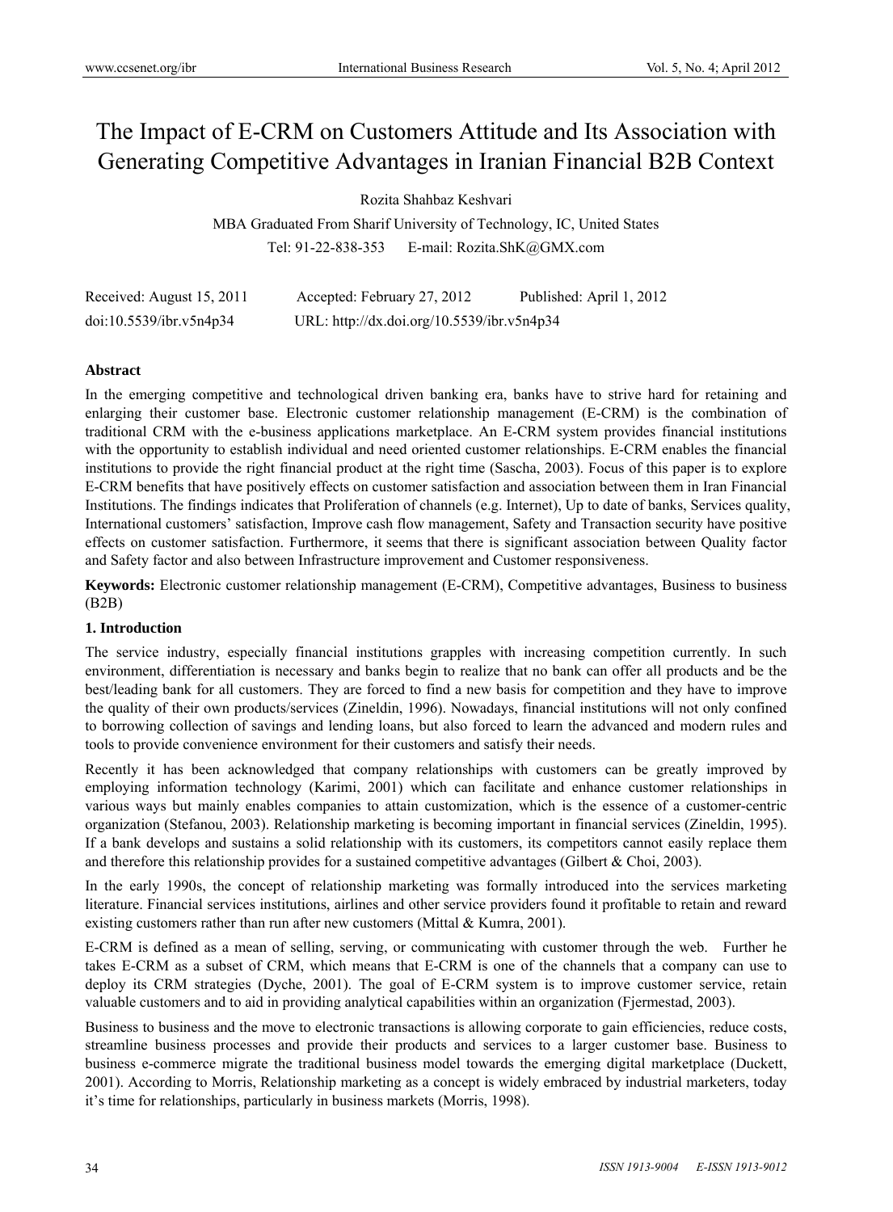# The Impact of E-CRM on Customers Attitude and Its Association with Generating Competitive Advantages in Iranian Financial B2B Context

Rozita Shahbaz Keshvari

MBA Graduated From Sharif University of Technology, IC, United States

Tel: 91-22-838-353 E-mail: Rozita.ShK@GMX.com

Received: August 15, 2011 Accepted: February 27, 2012 Published: April 1, 2012

doi:10.5539/ibr.v5n4p34 URL: http://dx.doi.org/10.5539/ibr.v5n4p34

## Abstract

In the emerging competitive and technological driven banking era, banks have to strive hard for retaining and enlarging their customer base. Electronic customer relationship management (E-CRM) is the combination of traditional CRM with the e-business applications marketplace. An E-CRM system provides financial institutions with the opportunity to establish individual and need oriented customer relationships. E-CRM enables the financial institutions to provide the right financial product at the right time (Sascha, 2003). Focus of this paper is to explore E-CRM benefits that have positively effects on customer satisfaction and association between them in Iran Financial Institutions. The findings indicates that Proliferation of channels (e.g. Internet), Up to date of banks, Services quality, International customers' satisfaction, Improve cash flow management, Safety and Transaction security have positive effects on customer satisfaction. Furthermore, it seems that there is significant association between Quality factor and Safety factor and also between Infrastructure improvement and Customer responsiveness.

**Keywords:** Electronic customer relationship management (E-CRM), Competitive advantages, Business to business (B2B)

## 1. Introduction

The service industry, especially financial institutions grapples with increasing competition currently. In such environment, differentiation is necessary and banks begin to realize that no bank can offer all products and be the best/leading bank for all customers. They are forced to find a new basis for competition and they have to improve the quality of their own products/services (Zineldin, 1996). Nowadays, financial institutions will not only confined to borrowing collection of savings and lending loans, but also forced to learn the advanced and modern rules and tools to provide convenience environment for their customers and satisfy their needs.

Recently it has been acknowledged that company relationships with customers can be greatly improved by employing information technology (Karimi, 2001) which can facilitate and enhance customer relationships in various ways but mainly enables companies to attain customization, which is the essence of a customer-centric organization (Stefanou, 2003). Relationship marketing is becoming important in financial services (Zineldin, 1995). If a bank develops and sustains a solid relationship with its customers, its competitors cannot easily replace them and therefore this relationship provides for a sustained competitive advantages (Gilbert & Choi, 2003).

In the early 1990s, the concept of relationship marketing was formally introduced into the services marketing literature. Financial services institutions, airlines and other service providers found it profitable to retain and reward existing customers rather than run after new customers (Mittal & Kumra, 2001).

E-CRM is defined as a mean of selling, serving, or communicating with customer through the web. Further he takes E-CRM as a subset of CRM, which means that E-CRM is one of the channels that a company can use to deploy its CRM strategies (Dyche, 2001). The goal of E-CRM system is to improve customer service, retain valuable customers and to aid in providing analytical capabilities within an organization (Fjermestad, 2003).

Business to business and the move to electronic transactions is allowing corporate to gain efficiencies, reduce costs, streamline business processes and provide their products and services to a larger customer base. Business to business e-commerce migrate the traditional business model towards the emerging digital marketplace (Duckett, 2001). According to Morris, Relationship marketing as a concept is widely embraced by industrial marketers, today it's time for relationships, particularly in business markets (Morris, 1998).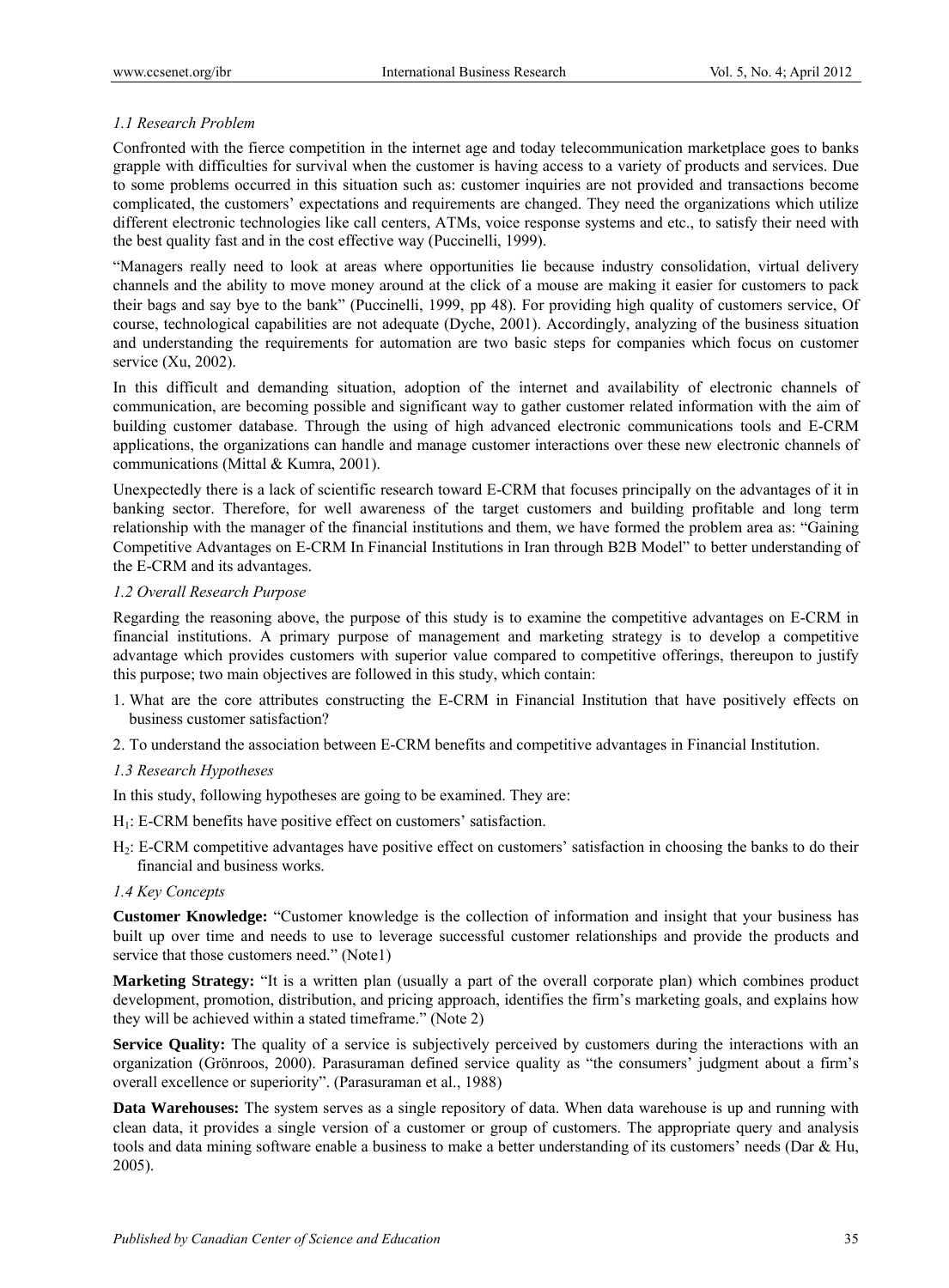### *1.1 Research Problem*

Confronted with the fierce competition in the internet age and today telecommunication marketplace goes to banks grapple with difficulties for survival when the customer is having access to a variety of products and services. Due to some problems occurred in this situation such as: customer inquiries are not provided and transactions become complicated, the customers' expectations and requirements are changed. They need the organizations which utilize different electronic technologies like call centers, ATMs, voice response systems and etc., to satisfy their need with the best quality fast and in the cost effective way (Puccinelli, 1999).

"Managers really need to look at areas where opportunities lie because industry consolidation, virtual delivery channels and the ability to move money around at the click of a mouse are making it easier for customers to pack their bags and say bye to the bank" (Puccinelli, 1999, pp 48). For providing high quality of customers service, Of course, technological capabilities are not adequate (Dyche, 2001). Accordingly, analyzing of the business situation and understanding the requirements for automation are two basic steps for companies which focus on customer service (Xu, 2002).

In this difficult and demanding situation, adoption of the internet and availability of electronic channels of communication, are becoming possible and significant way to gather customer related information with the aim of building customer database. Through the using of high advanced electronic communications tools and E-CRM applications, the organizations can handle and manage customer interactions over these new electronic channels of communications (Mittal & Kumra, 2001).

Unexpectedly there is a lack of scientific research toward E-CRM that focuses principally on the advantages of it in banking sector. Therefore, for well awareness of the target customers and building profitable and long term relationship with the manager of the financial institutions and them, we have formed the problem area as: "Gaining Competitive Advantages on E-CRM In Financial Institutions in Iran through B2B Model" to better understanding of the E-CRM and its advantages.

### *1.2 Overall Research Purpose*

Regarding the reasoning above, the purpose of this study is to examine the competitive advantages on E-CRM in financial institutions. A primary purpose of management and marketing strategy is to develop a competitive advantage which provides customers with superior value compared to competitive offerings, thereupon to justify this purpose; two main objectives are followed in this study, which contain:

1. What are the core attributes constructing the E-CRM in Financial Institution that have positively effects on business customer satisfaction?
2. To understand the association between E-CRM benefits and competitive advantages in Financial Institution.

### *1.3 Research Hypotheses*

In this study, following hypotheses are going to be examined. They are:

$H_1$: E-CRM benefits have positive effect on customers' satisfaction.

$H_2$: E-CRM competitive advantages have positive effect on customers' satisfaction in choosing the banks to do their financial and business works.

### *1.4 Key Concepts*

**Customer Knowledge:** "Customer knowledge is the collection of information and insight that your business has built up over time and needs to use to leverage successful customer relationships and provide the products and service that those customers need." (Note1)

**Marketing Strategy:** "It is a written plan (usually a part of the overall corporate plan) which combines product development, promotion, distribution, and pricing approach, identifies the firm's marketing goals, and explains how they will be achieved within a stated timeframe." (Note 2)

**Service Quality:** The quality of a service is subjectively perceived by customers during the interactions with an organization (Grönroos, 2000). Parasuraman defined service quality as "the consumers' judgment about a firm's overall excellence or superiority". (Parasuraman et al., 1988)

**Data Warehouses:** The system serves as a single repository of data. When data warehouse is up and running with clean data, it provides a single version of a customer or group of customers. The appropriate query and analysis tools and data mining software enable a business to make a better understanding of its customers' needs (Dar & Hu, 2005).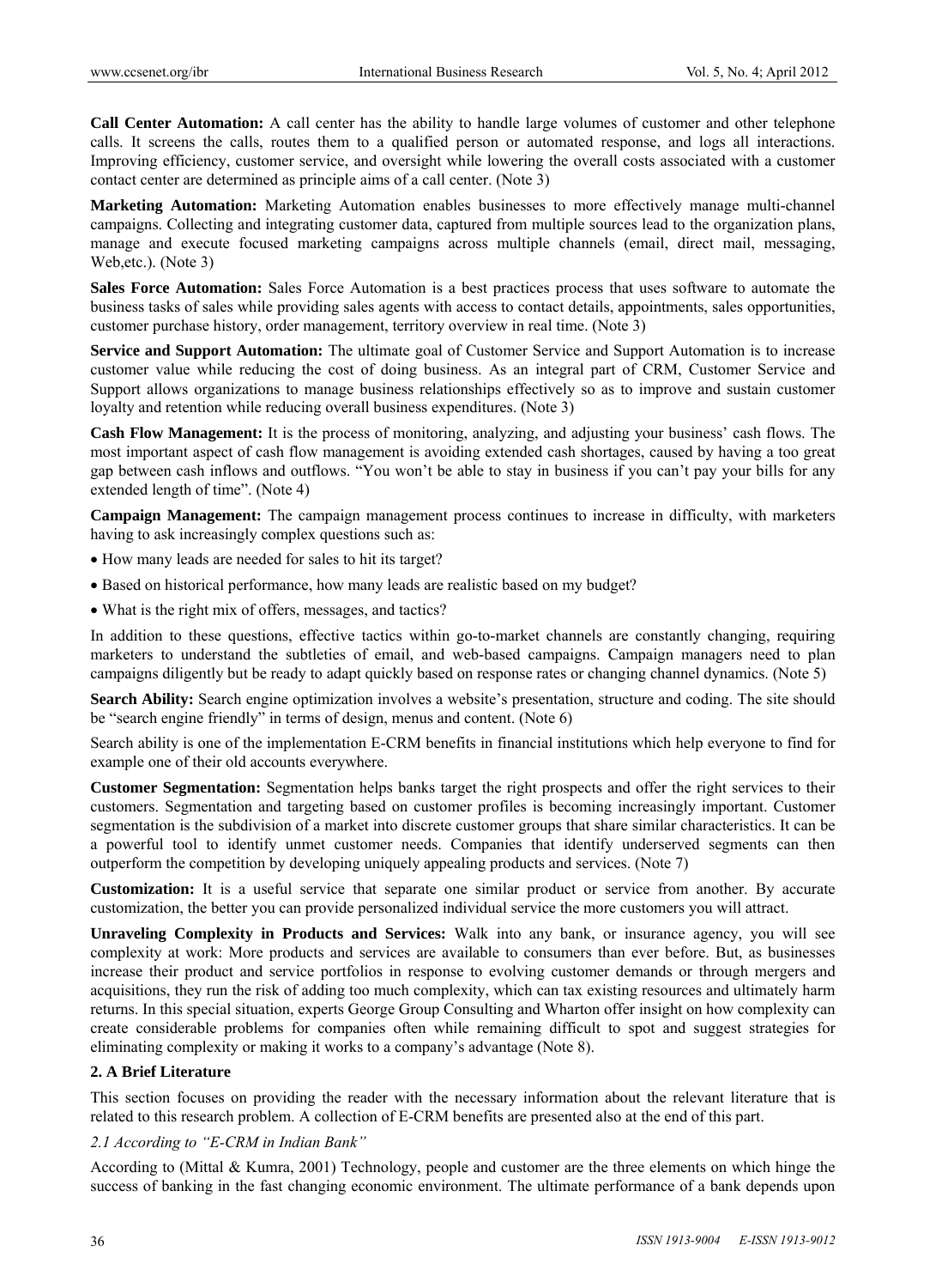**Call Center Automation:** A call center has the ability to handle large volumes of customer and other telephone calls. It screens the calls, routes them to a qualified person or automated response, and logs all interactions. Improving efficiency, customer service, and oversight while lowering the overall costs associated with a customer contact center are determined as principle aims of a call center. (Note 3)

**Marketing Automation:** Marketing Automation enables businesses to more effectively manage multi-channel campaigns. Collecting and integrating customer data, captured from multiple sources lead to the organization plans, manage and execute focused marketing campaigns across multiple channels (email, direct mail, messaging, Web,etc.). (Note 3)

**Sales Force Automation:** Sales Force Automation is a best practices process that uses software to automate the business tasks of sales while providing sales agents with access to contact details, appointments, sales opportunities, customer purchase history, order management, territory overview in real time. (Note 3)

**Service and Support Automation:** The ultimate goal of Customer Service and Support Automation is to increase customer value while reducing the cost of doing business. As an integral part of CRM, Customer Service and Support allows organizations to manage business relationships effectively so as to improve and sustain customer loyalty and retention while reducing overall business expenditures. (Note 3)

**Cash Flow Management:** It is the process of monitoring, analyzing, and adjusting your business' cash flows. The most important aspect of cash flow management is avoiding extended cash shortages, caused by having a too great gap between cash inflows and outflows. "You won't be able to stay in business if you can't pay your bills for any extended length of time". (Note 4)

**Campaign Management:** The campaign management process continues to increase in difficulty, with marketers having to ask increasingly complex questions such as:

- How many leads are needed for sales to hit its target?
- Based on historical performance, how many leads are realistic based on my budget?
- What is the right mix of offers, messages, and tactics?

In addition to these questions, effective tactics within go-to-market channels are constantly changing, requiring marketers to understand the subtleties of email, and web-based campaigns. Campaign managers need to plan campaigns diligently but be ready to adapt quickly based on response rates or changing channel dynamics. (Note 5)

**Search Ability:** Search engine optimization involves a website's presentation, structure and coding. The site should be "search engine friendly" in terms of design, menus and content. (Note 6)

Search ability is one of the implementation E-CRM benefits in financial institutions which help everyone to find for example one of their old accounts everywhere.

**Customer Segmentation:** Segmentation helps banks target the right prospects and offer the right services to their customers. Segmentation and targeting based on customer profiles is becoming increasingly important. Customer segmentation is the subdivision of a market into discrete customer groups that share similar characteristics. It can be a powerful tool to identify unmet customer needs. Companies that identify underserved segments can then outperform the competition by developing uniquely appealing products and services. (Note 7)

**Customization:** It is a useful service that separate one similar product or service from another. By accurate customization, the better you can provide personalized individual service the more customers you will attract.

**Unraveling Complexity in Products and Services:** Walk into any bank, or insurance agency, you will see complexity at work: More products and services are available to consumers than ever before. But, as businesses increase their product and service portfolios in response to evolving customer demands or through mergers and acquisitions, they run the risk of adding too much complexity, which can tax existing resources and ultimately harm returns. In this special situation, experts George Group Consulting and Wharton offer insight on how complexity can create considerable problems for companies often while remaining difficult to spot and suggest strategies for eliminating complexity or making it works to a company's advantage (Note 8).

## 2. A Brief Literature

This section focuses on providing the reader with the necessary information about the relevant literature that is related to this research problem. A collection of E-CRM benefits are presented also at the end of this part.

### *2.1 According to "E-CRM in Indian Bank"*

According to (Mittal & Kumra, 2001) Technology, people and customer are the three elements on which hinge the success of banking in the fast changing economic environment. The ultimate performance of a bank depends upon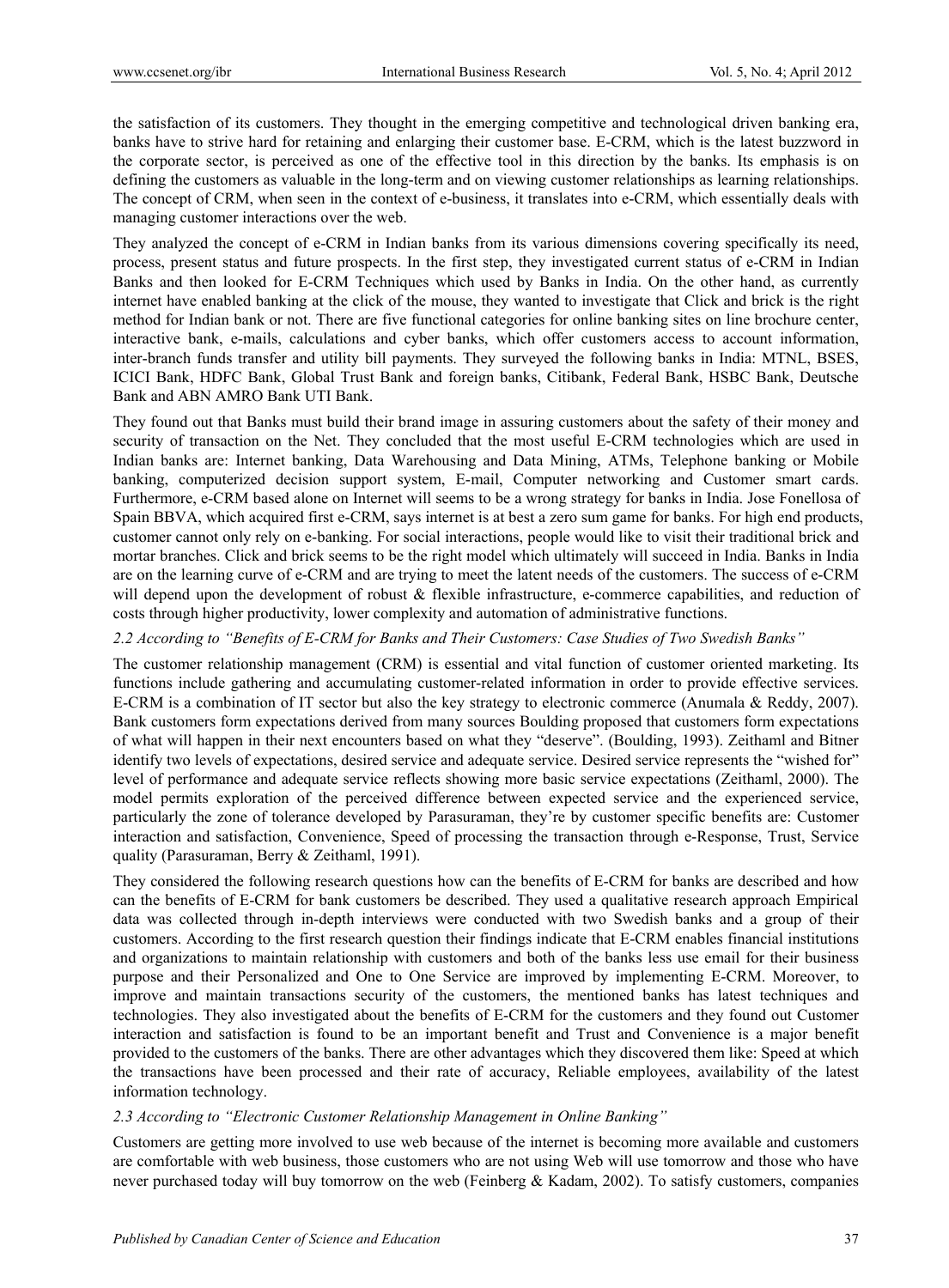the satisfaction of its customers. They thought in the emerging competitive and technological driven banking era, banks have to strive hard for retaining and enlarging their customer base. E-CRM, which is the latest buzzword in the corporate sector, is perceived as one of the effective tool in this direction by the banks. Its emphasis is on defining the customers as valuable in the long-term and on viewing customer relationships as learning relationships. The concept of CRM, when seen in the context of e-business, it translates into e-CRM, which essentially deals with managing customer interactions over the web.

They analyzed the concept of e-CRM in Indian banks from its various dimensions covering specifically its need, process, present status and future prospects. In the first step, they investigated current status of e-CRM in Indian Banks and then looked for E-CRM Techniques which used by Banks in India. On the other hand, as currently internet have enabled banking at the click of the mouse, they wanted to investigate that Click and brick is the right method for Indian bank or not. There are five functional categories for online banking sites on line brochure center, interactive bank, e-mails, calculations and cyber banks, which offer customers access to account information, inter-branch funds transfer and utility bill payments. They surveyed the following banks in India: MTNL, BSES, ICICI Bank, HDFC Bank, Global Trust Bank and foreign banks, Citibank, Federal Bank, HSBC Bank, Deutsche Bank and ABN AMRO Bank UTI Bank.

They found out that Banks must build their brand image in assuring customers about the safety of their money and security of transaction on the Net. They concluded that the most useful E-CRM technologies which are used in Indian banks are: Internet banking, Data Warehousing and Data Mining, ATMs, Telephone banking or Mobile banking, computerized decision support system, E-mail, Computer networking and Customer smart cards. Furthermore, e-CRM based alone on Internet will seems to be a wrong strategy for banks in India. Jose Fonellosa of Spain BBVA, which acquired first e-CRM, says internet is at best a zero sum game for banks. For high end products, customer cannot only rely on e-banking. For social interactions, people would like to visit their traditional brick and mortar branches. Click and brick seems to be the right model which ultimately will succeed in India. Banks in India are on the learning curve of e-CRM and are trying to meet the latent needs of the customers. The success of e-CRM will depend upon the development of robust & flexible infrastructure, e-commerce capabilities, and reduction of costs through higher productivity, lower complexity and automation of administrative functions.

### *2.2 According to "Benefits of E-CRM for Banks and Their Customers: Case Studies of Two Swedish Banks"*

The customer relationship management (CRM) is essential and vital function of customer oriented marketing. Its functions include gathering and accumulating customer-related information in order to provide effective services. E-CRM is a combination of IT sector but also the key strategy to electronic commerce (Anumala & Reddy, 2007). Bank customers form expectations derived from many sources Boulding proposed that customers form expectations of what will happen in their next encounters based on what they "deserve". (Boulding, 1993). Zeithaml and Bitner identify two levels of expectations, desired service and adequate service. Desired service represents the "wished for" level of performance and adequate service reflects showing more basic service expectations (Zeithaml, 2000). The model permits exploration of the perceived difference between expected service and the experienced service, particularly the zone of tolerance developed by Parasuraman, they're by customer specific benefits are: Customer interaction and satisfaction, Convenience, Speed of processing the transaction through e-Response, Trust, Service quality (Parasuraman, Berry & Zeithaml, 1991).

They considered the following research questions how can the benefits of E-CRM for banks are described and how can the benefits of E-CRM for bank customers be described. They used a qualitative research approach Empirical data was collected through in-depth interviews were conducted with two Swedish banks and a group of their customers. According to the first research question their findings indicate that E-CRM enables financial institutions and organizations to maintain relationship with customers and both of the banks less use email for their business purpose and their Personalized and One to One Service are improved by implementing E-CRM. Moreover, to improve and maintain transactions security of the customers, the mentioned banks has latest techniques and technologies. They also investigated about the benefits of E-CRM for the customers and they found out Customer interaction and satisfaction is found to be an important benefit and Trust and Convenience is a major benefit provided to the customers of the banks. There are other advantages which they discovered them like: Speed at which the transactions have been processed and their rate of accuracy, Reliable employees, availability of the latest information technology.

### *2.3 According to "Electronic Customer Relationship Management in Online Banking"*

Customers are getting more involved to use web because of the internet is becoming more available and customers are comfortable with web business, those customers who are not using Web will use tomorrow and those who have never purchased today will buy tomorrow on the web (Feinberg & Kadam, 2002). To satisfy customers, companies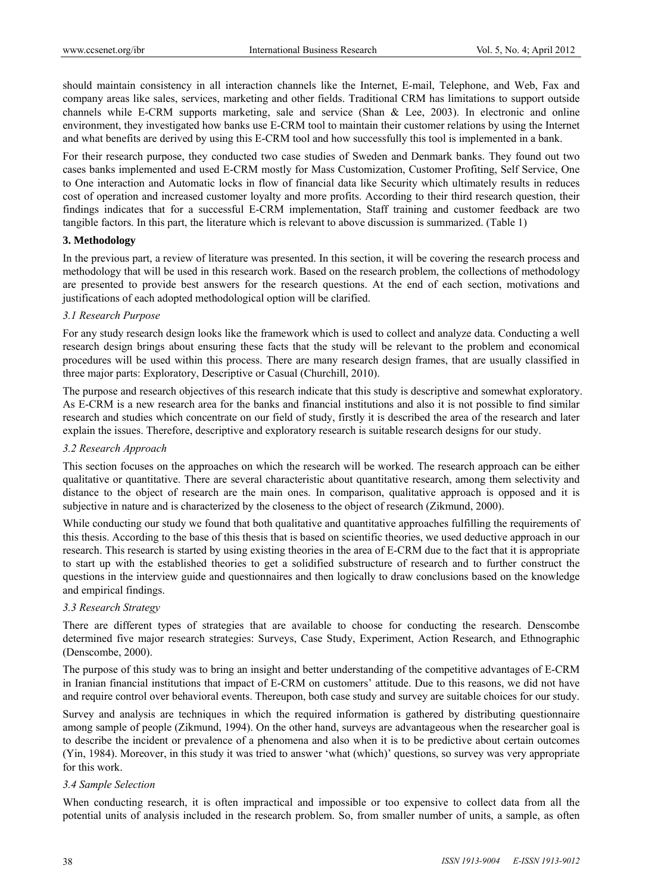should maintain consistency in all interaction channels like the Internet, E-mail, Telephone, and Web, Fax and company areas like sales, services, marketing and other fields. Traditional CRM has limitations to support outside channels while E-CRM supports marketing, sale and service (Shan & Lee, 2003). In electronic and online environment, they investigated how banks use E-CRM tool to maintain their customer relations by using the Internet and what benefits are derived by using this E-CRM tool and how successfully this tool is implemented in a bank.

For their research purpose, they conducted two case studies of Sweden and Denmark banks. They found out two cases banks implemented and used E-CRM mostly for Mass Customization, Customer Profiting, Self Service, One to One interaction and Automatic locks in flow of financial data like Security which ultimately results in reduces cost of operation and increased customer loyalty and more profits. According to their third research question, their findings indicates that for a successful E-CRM implementation, Staff training and customer feedback are two tangible factors. In this part, the literature which is relevant to above discussion is summarized. (Table 1)

## 3. Methodology

In the previous part, a review of literature was presented. In this section, it will be covering the research process and methodology that will be used in this research work. Based on the research problem, the collections of methodology are presented to provide best answers for the research questions. At the end of each section, motivations and justifications of each adopted methodological option will be clarified.

### *3.1 Research Purpose*

For any study research design looks like the framework which is used to collect and analyze data. Conducting a well research design brings about ensuring these facts that the study will be relevant to the problem and economical procedures will be used within this process. There are many research design frames, that are usually classified in three major parts: Exploratory, Descriptive or Casual (Churchill, 2010).

The purpose and research objectives of this research indicate that this study is descriptive and somewhat exploratory. As E-CRM is a new research area for the banks and financial institutions and also it is not possible to find similar research and studies which concentrate on our field of study, firstly it is described the area of the research and later explain the issues. Therefore, descriptive and exploratory research is suitable research designs for our study.

### *3.2 Research Approach*

This section focuses on the approaches on which the research will be worked. The research approach can be either qualitative or quantitative. There are several characteristic about quantitative research, among them selectivity and distance to the object of research are the main ones. In comparison, qualitative approach is opposed and it is subjective in nature and is characterized by the closeness to the object of research (Zikmund, 2000).

While conducting our study we found that both qualitative and quantitative approaches fulfilling the requirements of this thesis. According to the base of this thesis that is based on scientific theories, we used deductive approach in our research. This research is started by using existing theories in the area of E-CRM due to the fact that it is appropriate to start up with the established theories to get a solidified substructure of research and to further construct the questions in the interview guide and questionnaires and then logically to draw conclusions based on the knowledge and empirical findings.

### *3.3 Research Strategy*

There are different types of strategies that are available to choose for conducting the research. Denscombe determined five major research strategies: Surveys, Case Study, Experiment, Action Research, and Ethnographic (Denscombe, 2000).

The purpose of this study was to bring an insight and better understanding of the competitive advantages of E-CRM in Iranian financial institutions that impact of E-CRM on customers' attitude. Due to this reasons, we did not have and require control over behavioral events. Thereupon, both case study and survey are suitable choices for our study.

Survey and analysis are techniques in which the required information is gathered by distributing questionnaire among sample of people (Zikmund, 1994). On the other hand, surveys are advantageous when the researcher goal is to describe the incident or prevalence of a phenomena and also when it is to be predictive about certain outcomes (Yin, 1984). Moreover, in this study it was tried to answer 'what (which)' questions, so survey was very appropriate for this work.

### *3.4 Sample Selection*

When conducting research, it is often impractical and impossible or too expensive to collect data from all the potential units of analysis included in the research problem. So, from smaller number of units, a sample, as often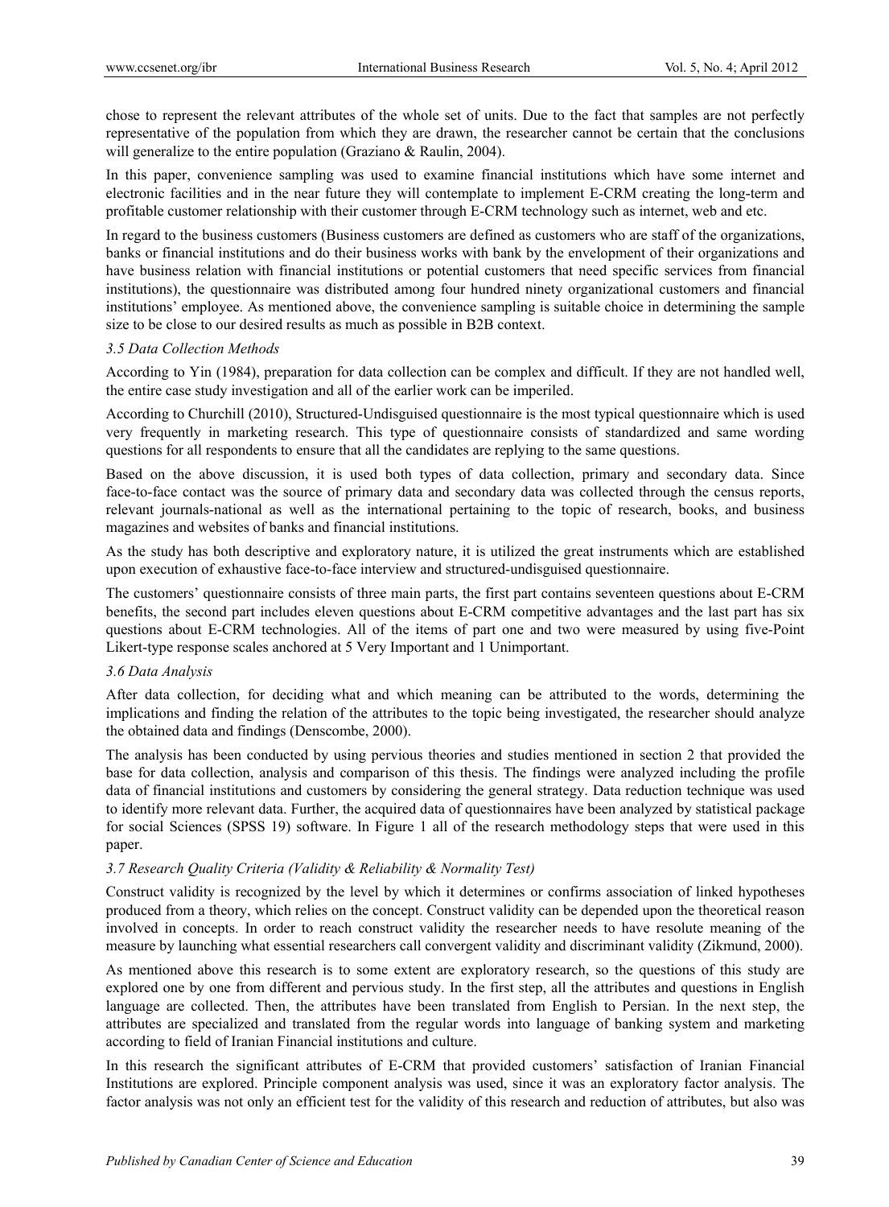chose to represent the relevant attributes of the whole set of units. Due to the fact that samples are not perfectly representative of the population from which they are drawn, the researcher cannot be certain that the conclusions will generalize to the entire population (Graziano & Raulin, 2004).

In this paper, convenience sampling was used to examine financial institutions which have some internet and electronic facilities and in the near future they will contemplate to implement E-CRM creating the long-term and profitable customer relationship with their customer through E-CRM technology such as internet, web and etc.

In regard to the business customers (Business customers are defined as customers who are staff of the organizations, banks or financial institutions and do their business works with bank by the envelopment of their organizations and have business relation with financial institutions or potential customers that need specific services from financial institutions), the questionnaire was distributed among four hundred ninety organizational customers and financial institutions' employee. As mentioned above, the convenience sampling is suitable choice in determining the sample size to be close to our desired results as much as possible in B2B context.

### *3.5 Data Collection Methods*

According to Yin (1984), preparation for data collection can be complex and difficult. If they are not handled well, the entire case study investigation and all of the earlier work can be imperiled.

According to Churchill (2010), Structured-Undisguised questionnaire is the most typical questionnaire which is used very frequently in marketing research. This type of questionnaire consists of standardized and same wording questions for all respondents to ensure that all the candidates are replying to the same questions.

Based on the above discussion, it is used both types of data collection, primary and secondary data. Since face-to-face contact was the source of primary data and secondary data was collected through the census reports, relevant journals-national as well as the international pertaining to the topic of research, books, and business magazines and websites of banks and financial institutions.

As the study has both descriptive and exploratory nature, it is utilized the great instruments which are established upon execution of exhaustive face-to-face interview and structured-undisguised questionnaire.

The customers' questionnaire consists of three main parts, the first part contains seventeen questions about E-CRM benefits, the second part includes eleven questions about E-CRM competitive advantages and the last part has six questions about E-CRM technologies. All of the items of part one and two were measured by using five-Point Likert-type response scales anchored at 5 Very Important and 1 Unimportant.

### *3.6 Data Analysis*

After data collection, for deciding what and which meaning can be attributed to the words, determining the implications and finding the relation of the attributes to the topic being investigated, the researcher should analyze the obtained data and findings (Denscombe, 2000).

The analysis has been conducted by using pervious theories and studies mentioned in section 2 that provided the base for data collection, analysis and comparison of this thesis. The findings were analyzed including the profile data of financial institutions and customers by considering the general strategy. Data reduction technique was used to identify more relevant data. Further, the acquired data of questionnaires have been analyzed by statistical package for social Sciences (SPSS 19) software. In Figure 1 all of the research methodology steps that were used in this paper.

### *3.7 Research Quality Criteria (Validity & Reliability & Normality Test)*

Construct validity is recognized by the level by which it determines or confirms association of linked hypotheses produced from a theory, which relies on the concept. Construct validity can be depended upon the theoretical reason involved in concepts. In order to reach construct validity the researcher needs to have resolute meaning of the measure by launching what essential researchers call convergent validity and discriminant validity (Zikmund, 2000).

As mentioned above this research is to some extent are exploratory research, so the questions of this study are explored one by one from different and pervious study. In the first step, all the attributes and questions in English language are collected. Then, the attributes have been translated from English to Persian. In the next step, the attributes are specialized and translated from the regular words into language of banking system and marketing according to field of Iranian Financial institutions and culture.

In this research the significant attributes of E-CRM that provided customers' satisfaction of Iranian Financial Institutions are explored. Principle component analysis was used, since it was an exploratory factor analysis. The factor analysis was not only an efficient test for the validity of this research and reduction of attributes, but also was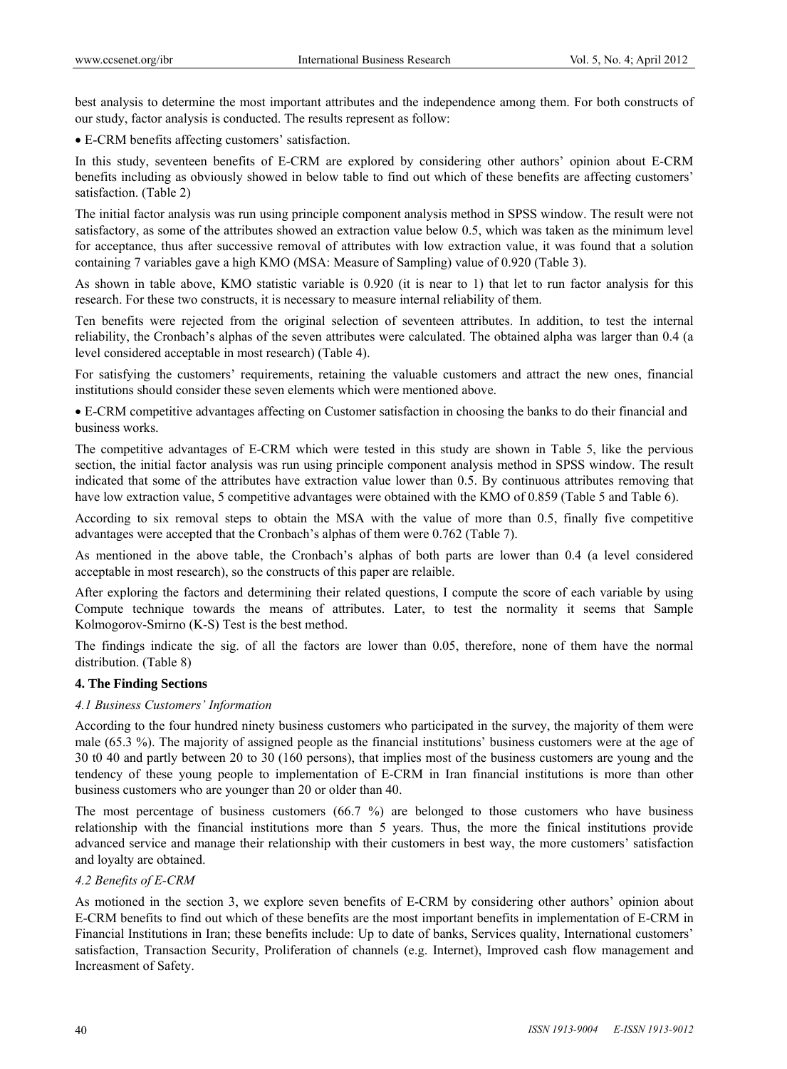best analysis to determine the most important attributes and the independence among them. For both constructs of our study, factor analysis is conducted. The results represent as follow:

- E-CRM benefits affecting customers' satisfaction.

In this study, seventeen benefits of E-CRM are explored by considering other authors' opinion about E-CRM benefits including as obviously showed in below table to find out which of these benefits are affecting customers' satisfaction. (Table 2)

The initial factor analysis was run using principle component analysis method in SPSS window. The result were not satisfactory, as some of the attributes showed an extraction value below 0.5, which was taken as the minimum level for acceptance, thus after successive removal of attributes with low extraction value, it was found that a solution containing 7 variables gave a high KMO (MSA: Measure of Sampling) value of 0.920 (Table 3).

As shown in table above, KMO statistic variable is 0.920 (it is near to 1) that let to run factor analysis for this research. For these two constructs, it is necessary to measure internal reliability of them.

Ten benefits were rejected from the original selection of seventeen attributes. In addition, to test the internal reliability, the Cronbach's alphas of the seven attributes were calculated. The obtained alpha was larger than 0.4 (a level considered acceptable in most research) (Table 4).

For satisfying the customers' requirements, retaining the valuable customers and attract the new ones, financial institutions should consider these seven elements which were mentioned above.

- E-CRM competitive advantages affecting on Customer satisfaction in choosing the banks to do their financial and business works.

The competitive advantages of E-CRM which were tested in this study are shown in Table 5, like the pervious section, the initial factor analysis was run using principle component analysis method in SPSS window. The result indicated that some of the attributes have extraction value lower than 0.5. By continuous attributes removing that have low extraction value, 5 competitive advantages were obtained with the KMO of 0.859 (Table 5 and Table 6).

According to six removal steps to obtain the MSA with the value of more than 0.5, finally five competitive advantages were accepted that the Cronbach's alphas of them were 0.762 (Table 7).

As mentioned in the above table, the Cronbach's alphas of both parts are lower than 0.4 (a level considered acceptable in most research), so the constructs of this paper are relaible.

After exploring the factors and determining their related questions, I compute the score of each variable by using Compute technique towards the means of attributes. Later, to test the normality it seems that Sample Kolmogorov-Smirno (K-S) Test is the best method.

The findings indicate the sig. of all the factors are lower than 0.05, therefore, none of them have the normal distribution. (Table 8)

## 4. The Finding Sections

### *4.1 Business Customers' Information*

According to the four hundred ninety business customers who participated in the survey, the majority of them were male (65.3 %). The majority of assigned people as the financial institutions' business customers were at the age of 30 t0 40 and partly between 20 to 30 (160 persons), that implies most of the business customers are young and the tendency of these young people to implementation of E-CRM in Iran financial institutions is more than other business customers who are younger than 20 or older than 40.

The most percentage of business customers (66.7 %) are belonged to those customers who have business relationship with the financial institutions more than 5 years. Thus, the more the finical institutions provide advanced service and manage their relationship with their customers in best way, the more customers' satisfaction and loyalty are obtained.

### *4.2 Benefits of E-CRM*

As motioned in the section 3, we explore seven benefits of E-CRM by considering other authors' opinion about E-CRM benefits to find out which of these benefits are the most important benefits in implementation of E-CRM in Financial Institutions in Iran; these benefits include: Up to date of banks, Services quality, International customers' satisfaction, Transaction Security, Proliferation of channels (e.g. Internet), Improved cash flow management and Increasment of Safety.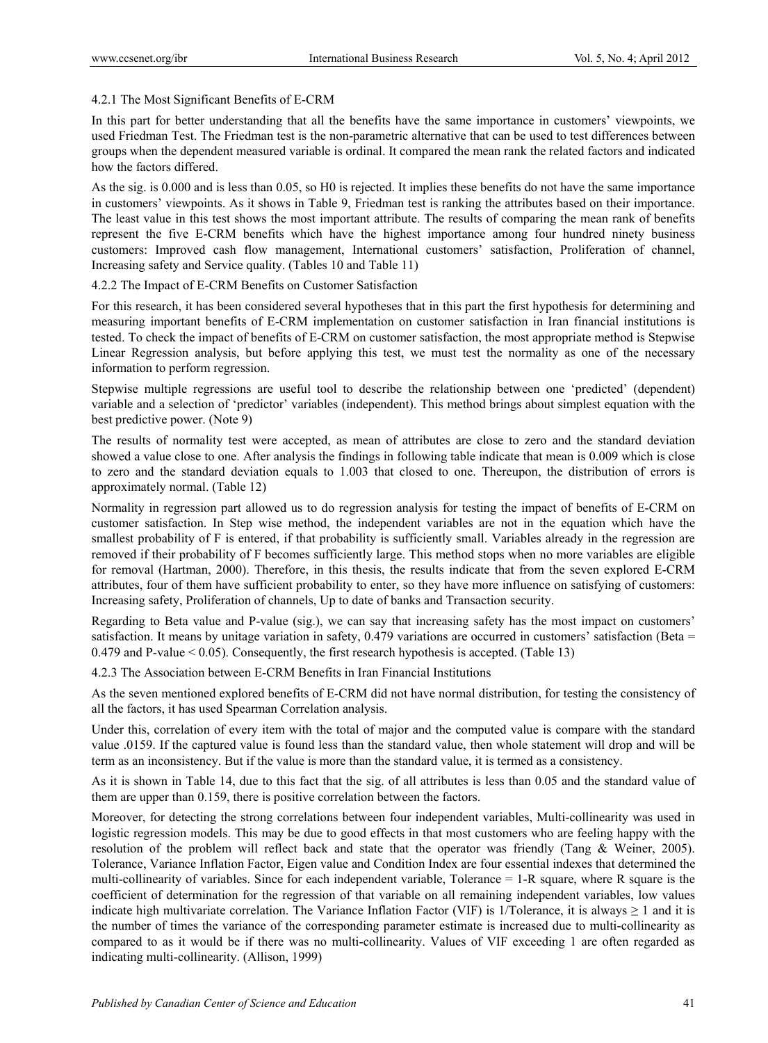### 4.2.1 The Most Significant Benefits of E-CRM

In this part for better understanding that all the benefits have the same importance in customers' viewpoints, we used Friedman Test. The Friedman test is the non-parametric alternative that can be used to test differences between groups when the dependent measured variable is ordinal. It compared the mean rank the related factors and indicated how the factors differed.

As the sig. is 0.000 and is less than 0.05, so H0 is rejected. It implies these benefits do not have the same importance in customers' viewpoints. As it shows in Table 9, Friedman test is ranking the attributes based on their importance. The least value in this test shows the most important attribute. The results of comparing the mean rank of benefits represent the five E-CRM benefits which have the highest importance among four hundred ninety business customers: Improved cash flow management, International customers' satisfaction, Proliferation of channel, Increasing safety and Service quality. (Tables 10 and Table 11)

### 4.2.2 The Impact of E-CRM Benefits on Customer Satisfaction

For this research, it has been considered several hypotheses that in this part the first hypothesis for determining and measuring important benefits of E-CRM implementation on customer satisfaction in Iran financial institutions is tested. To check the impact of benefits of E-CRM on customer satisfaction, the most appropriate method is Stepwise Linear Regression analysis, but before applying this test, we must test the normality as one of the necessary information to perform regression.

Stepwise multiple regressions are useful tool to describe the relationship between one 'predicted' (dependent) variable and a selection of 'predictor' variables (independent). This method brings about simplest equation with the best predictive power. (Note 9)

The results of normality test were accepted, as mean of attributes are close to zero and the standard deviation showed a value close to one. After analysis the findings in following table indicate that mean is 0.009 which is close to zero and the standard deviation equals to 1.003 that closed to one. Thereupon, the distribution of errors is approximately normal. (Table 12)

Normality in regression part allowed us to do regression analysis for testing the impact of benefits of E-CRM on customer satisfaction. In Step wise method, the independent variables are not in the equation which have the smallest probability of F is entered, if that probability is sufficiently small. Variables already in the regression are removed if their probability of F becomes sufficiently large. This method stops when no more variables are eligible for removal (Hartman, 2000). Therefore, in this thesis, the results indicate that from the seven explored E-CRM attributes, four of them have sufficient probability to enter, so they have more influence on satisfying of customers: Increasing safety, Proliferation of channels, Up to date of banks and Transaction security.

Regarding to Beta value and P-value (sig.), we can say that increasing safety has the most impact on customers' satisfaction. It means by unitage variation in safety, 0.479 variations are occurred in customers' satisfaction (Beta = 0.479 and P-value $< 0.05$). Consequently, the first research hypothesis is accepted. (Table 13)

### 4.2.3 The Association between E-CRM Benefits in Iran Financial Institutions

As the seven mentioned explored benefits of E-CRM did not have normal distribution, for testing the consistency of all the factors, it has used Spearman Correlation analysis.

Under this, correlation of every item with the total of major and the computed value is compare with the standard value .0159. If the captured value is found less than the standard value, then whole statement will drop and will be term as an inconsistency. But if the value is more than the standard value, it is termed as a consistency.

As it is shown in Table 14, due to this fact that the sig. of all attributes is less than 0.05 and the standard value of them are upper than 0.159, there is positive correlation between the factors.

Moreover, for detecting the strong correlations between four independent variables, Multi-collinearity was used in logistic regression models. This may be due to good effects in that most customers who are feeling happy with the resolution of the problem will reflect back and state that the operator was friendly (Tang & Weiner, 2005). Tolerance, Variance Inflation Factor, Eigen value and Condition Index are four essential indexes that determined the multi-collinearity of variables. Since for each independent variable, Tolerance = 1-R square, where R square is the coefficient of determination for the regression of that variable on all remaining independent variables, low values indicate high multivariate correlation. The Variance Inflation Factor (VIF) is 1/Tolerance, it is always $\geq 1$ and it is the number of times the variance of the corresponding parameter estimate is increased due to multi-collinearity as compared to as it would be if there was no multi-collinearity. Values of VIF exceeding 1 are often regarded as indicating multi-collinearity. (Allison, 1999)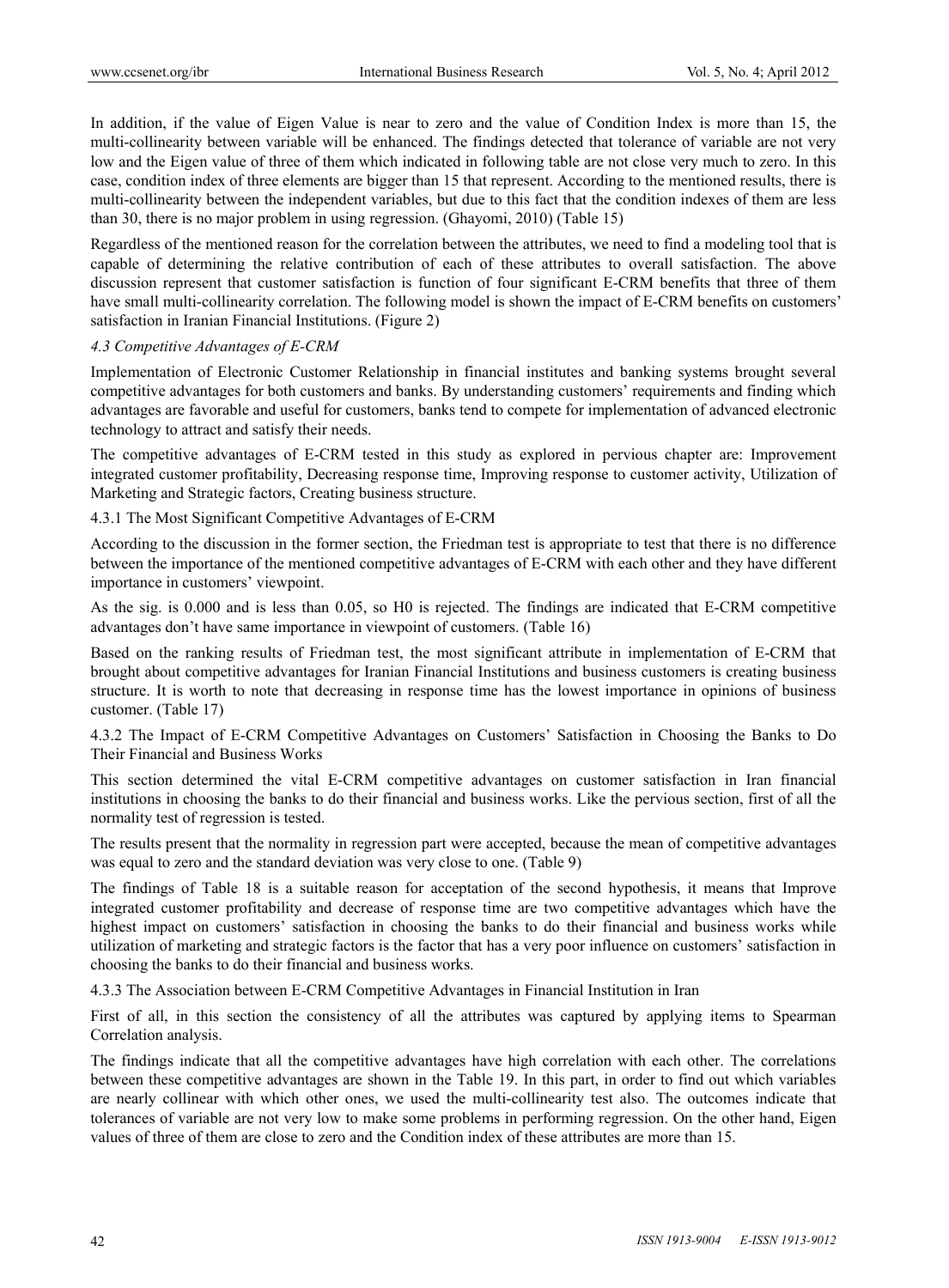In addition, if the value of Eigen Value is near to zero and the value of Condition Index is more than 15, the multi-collinearity between variable will be enhanced. The findings detected that tolerance of variable are not very low and the Eigen value of three of them which indicated in following table are not close very much to zero. In this case, condition index of three elements are bigger than 15 that represent. According to the mentioned results, there is multi-collinearity between the independent variables, but due to this fact that the condition indexes of them are less than 30, there is no major problem in using regression. (Ghayomi, 2010) (Table 15)

Regardless of the mentioned reason for the correlation between the attributes, we need to find a modeling tool that is capable of determining the relative contribution of each of these attributes to overall satisfaction. The above discussion represent that customer satisfaction is function of four significant E-CRM benefits that three of them have small multi-collinearity correlation. The following model is shown the impact of E-CRM benefits on customers' satisfaction in Iranian Financial Institutions. (Figure 2)

### *4.3 Competitive Advantages of E-CRM*

Implementation of Electronic Customer Relationship in financial institutes and banking systems brought several competitive advantages for both customers and banks. By understanding customers' requirements and finding which advantages are favorable and useful for customers, banks tend to compete for implementation of advanced electronic technology to attract and satisfy their needs.

The competitive advantages of E-CRM tested in this study as explored in pervious chapter are: Improvement integrated customer profitability, Decreasing response time, Improving response to customer activity, Utilization of Marketing and Strategic factors, Creating business structure.

#### 4.3.1 The Most Significant Competitive Advantages of E-CRM

According to the discussion in the former section, the Friedman test is appropriate to test that there is no difference between the importance of the mentioned competitive advantages of E-CRM with each other and they have different importance in customers' viewpoint.

As the sig. is 0.000 and is less than 0.05, so H0 is rejected. The findings are indicated that E-CRM competitive advantages don't have same importance in viewpoint of customers. (Table 16)

Based on the ranking results of Friedman test, the most significant attribute in implementation of E-CRM that brought about competitive advantages for Iranian Financial Institutions and business customers is creating business structure. It is worth to note that decreasing in response time has the lowest importance in opinions of business customer. (Table 17)

#### 4.3.2 The Impact of E-CRM Competitive Advantages on Customers' Satisfaction in Choosing the Banks to Do Their Financial and Business Works

This section determined the vital E-CRM competitive advantages on customer satisfaction in Iran financial institutions in choosing the banks to do their financial and business works. Like the pervious section, first of all the normality test of regression is tested.

The results present that the normality in regression part were accepted, because the mean of competitive advantages was equal to zero and the standard deviation was very close to one. (Table 9)

The findings of Table 18 is a suitable reason for acceptation of the second hypothesis, it means that Improve integrated customer profitability and decrease of response time are two competitive advantages which have the highest impact on customers' satisfaction in choosing the banks to do their financial and business works while utilization of marketing and strategic factors is the factor that has a very poor influence on customers' satisfaction in choosing the banks to do their financial and business works.

#### 4.3.3 The Association between E-CRM Competitive Advantages in Financial Institution in Iran

First of all, in this section the consistency of all the attributes was captured by applying items to Spearman Correlation analysis.

The findings indicate that all the competitive advantages have high correlation with each other. The correlations between these competitive advantages are shown in the Table 19. In this part, in order to find out which variables are nearly collinear with which other ones, we used the multi-collinearity test also. The outcomes indicate that tolerances of variable are not very low to make some problems in performing regression. On the other hand, Eigen values of three of them are close to zero and the Condition index of these attributes are more than 15.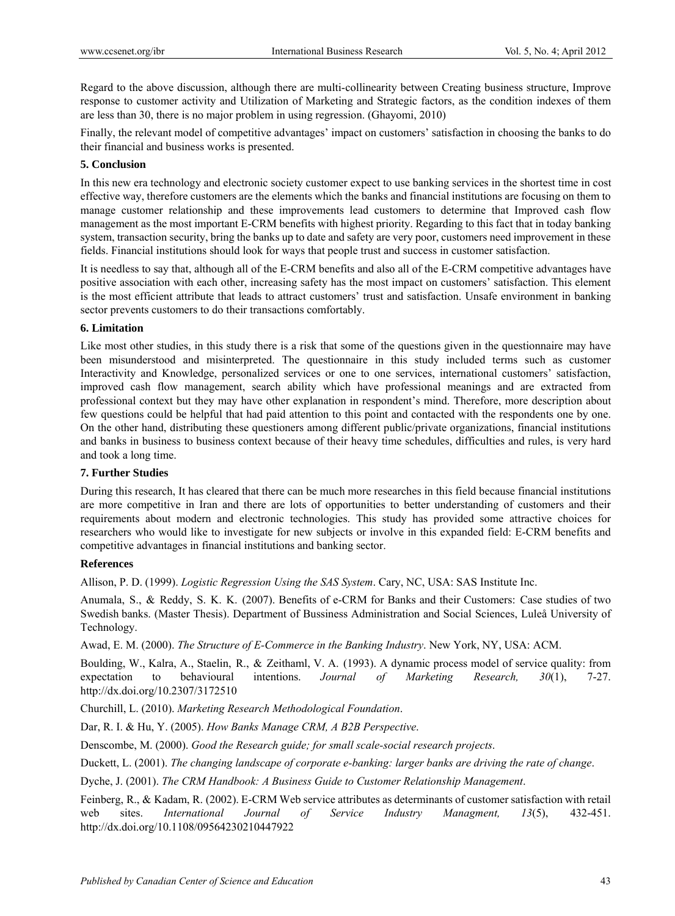Regard to the above discussion, although there are multi-collinearity between Creating business structure, Improve response to customer activity and Utilization of Marketing and Strategic factors, as the condition indexes of them are less than 30, there is no major problem in using regression. (Ghayomi, 2010)

Finally, the relevant model of competitive advantages' impact on customers' satisfaction in choosing the banks to do their financial and business works is presented.

## 5. Conclusion

In this new era technology and electronic society customer expect to use banking services in the shortest time in cost effective way, therefore customers are the elements which the banks and financial institutions are focusing on them to manage customer relationship and these improvements lead customers to determine that Improved cash flow management as the most important E-CRM benefits with highest priority. Regarding to this fact that in today banking system, transaction security, bring the banks up to date and safety are very poor, customers need improvement in these fields. Financial institutions should look for ways that people trust and success in customer satisfaction.

It is needless to say that, although all of the E-CRM benefits and also all of the E-CRM competitive advantages have positive association with each other, increasing safety has the most impact on customers' satisfaction. This element is the most efficient attribute that leads to attract customers' trust and satisfaction. Unsafe environment in banking sector prevents customers to do their transactions comfortably.

## 6. Limitation

Like most other studies, in this study there is a risk that some of the questions given in the questionnaire may have been misunderstood and misinterpreted. The questionnaire in this study included terms such as customer Interactivity and Knowledge, personalized services or one to one services, international customers' satisfaction, improved cash flow management, search ability which have professional meanings and are extracted from professional context but they may have other explanation in respondent's mind. Therefore, more description about few questions could be helpful that had paid attention to this point and contacted with the respondents one by one. On the other hand, distributing these questioners among different public/private organizations, financial institutions and banks in business to business context because of their heavy time schedules, difficulties and rules, is very hard and took a long time.

## 7. Further Studies

During this research, It has cleared that there can be much more researches in this field because financial institutions are more competitive in Iran and there are lots of opportunities to better understanding of customers and their requirements about modern and electronic technologies. This study has provided some attractive choices for researchers who would like to investigate for new subjects or involve in this expanded field: E-CRM benefits and competitive advantages in financial institutions and banking sector.

## References

Allison, P. D. (1999). *Logistic Regression Using the SAS System*. Cary, NC, USA: SAS Institute Inc.

Anumala, S., & Reddy, S. K. K. (2007). Benefits of e-CRM for Banks and their Customers: Case studies of two Swedish banks. (Master Thesis). Department of Bussiness Administration and Social Sciences, Luleå University of Technology.

Awad, E. M. (2000). *The Structure of E-Commerce in the Banking Industry*. New York, NY, USA: ACM.

Boulding, W., Kalra, A., Staelin, R., & Zeithaml, V. A. (1993). A dynamic process model of service quality: from expectation to behavioural intentions. *Journal of Marketing Research, 30*(1), 7-27. http://dx.doi.org/10.2307/3172510

Churchill, L. (2010). *Marketing Research Methodological Foundation*.

Dar, R. I. & Hu, Y. (2005). *How Banks Manage CRM, A B2B Perspective*.

Denscombe, M. (2000). *Good the Research guide; for small scale-social research projects*.

Duckett, L. (2001). *The changing landscape of corporate e-banking: larger banks are driving the rate of change*.

Dyche, J. (2001). *The CRM Handbook: A Business Guide to Customer Relationship Management*.

Feinberg, R., & Kadam, R. (2002). E-CRM Web service attributes as determinants of customer satisfaction with retail web sites. *International Journal of Service Industry Managment, 13*(5), 432-451. http://dx.doi.org/10.1108/09564230210447922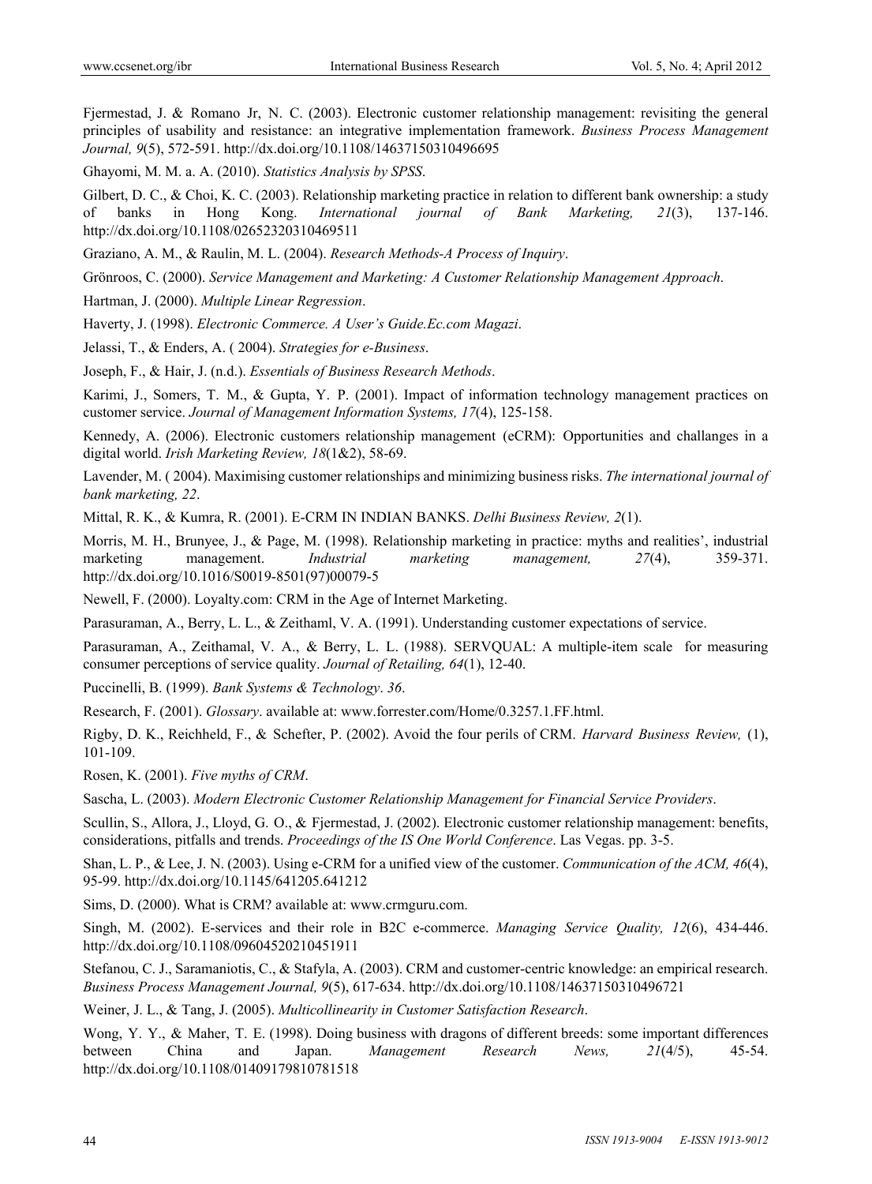Fjermestad, J. & Romano Jr, N. C. (2003). Electronic customer relationship management: revisiting the general principles of usability and resistance: an integrative implementation framework. *Business Process Management Journal, 9*(5), 572-591. http://dx.doi.org/10.1108/14637150310496695

Ghayomi, M. M. a. A. (2010). *Statistics Analysis by SPSS*.

Gilbert, D. C., & Choi, K. C. (2003). Relationship marketing practice in relation to different bank ownership: a study of banks in Hong Kong. *International journal of Bank Marketing, 21*(3), 137-146. http://dx.doi.org/10.1108/02652320310469511

Graziano, A. M., & Raulin, M. L. (2004). *Research Methods-A Process of Inquiry*.

Grönroos, C. (2000). *Service Management and Marketing: A Customer Relationship Management Approach*.

Hartman, J. (2000). *Multiple Linear Regression*.

Haverty, J. (1998). *Electronic Commerce. A User's Guide.Ec.com Magazi*.

Jelassi, T., & Enders, A. ( 2004). *Strategies for e-Business*.

Joseph, F., & Hair, J. (n.d.). *Essentials of Business Research Methods*.

Karimi, J., Somers, T. M., & Gupta, Y. P. (2001). Impact of information technology management practices on customer service. *Journal of Management Information Systems, 17*(4), 125-158.

Kennedy, A. (2006). Electronic customers relationship management (eCRM): Opportunities and challanges in a digital world. *Irish Marketing Review, 18*(1&2), 58-69.

Lavender, M. ( 2004). Maximising customer relationships and minimizing business risks. *The international journal of bank marketing, 22*.

Mittal, R. K., & Kumra, R. (2001). E-CRM IN INDIAN BANKS. *Delhi Business Review, 2*(1).

Morris, M. H., Brunyee, J., & Page, M. (1998). Relationship marketing in practice: myths and realities', industrial marketing management. *Industrial marketing management, 27*(4), 359-371. http://dx.doi.org/10.1016/S0019-8501(97)00079-5

Newell, F. (2000). Loyalty.com: CRM in the Age of Internet Marketing.

Parasuraman, A., Berry, L. L., & Zeithaml, V. A. (1991). Understanding customer expectations of service.

Parasuraman, A., Zeithamal, V. A., & Berry, L. L. (1988). SERVQUAL: A multiple-item scale for measuring consumer perceptions of service quality. *Journal of Retailing, 64*(1), 12-40.

Puccinelli, B. (1999). *Bank Systems & Technology*. *36*.

Research, F. (2001). *Glossary*. available at: www.forrester.com/Home/0.3257.1.FF.html.

Rigby, D. K., Reichheld, F., & Schefter, P. (2002). Avoid the four perils of CRM. *Harvard Business Review,* (1), 101-109.

Rosen, K. (2001). *Five myths of CRM*.

Sascha, L. (2003). *Modern Electronic Customer Relationship Management for Financial Service Providers*.

Scullin, S., Allora, J., Lloyd, G. O., & Fjermestad, J. (2002). Electronic customer relationship management: benefits, considerations, pitfalls and trends. *Proceedings of the IS One World Conference*. Las Vegas. pp. 3-5.

Shan, L. P., & Lee, J. N. (2003). Using e-CRM for a unified view of the customer. *Communication of the ACM, 46*(4), 95-99. http://dx.doi.org/10.1145/641205.641212

Sims, D. (2000). What is CRM? available at: www.crmguru.com.

Singh, M. (2002). E-services and their role in B2C e-commerce. *Managing Service Quality, 12*(6), 434-446. http://dx.doi.org/10.1108/09604520210451911

Stefanou, C. J., Saramaniotis, C., & Stafyla, A. (2003). CRM and customer-centric knowledge: an empirical research. *Business Process Management Journal, 9*(5), 617-634. http://dx.doi.org/10.1108/14637150310496721

Weiner, J. L., & Tang, J. (2005). *Multicollinearity in Customer Satisfaction Research*.

Wong, Y. Y., & Maher, T. E. (1998). Doing business with dragons of different breeds: some important differences between China and Japan. *Management Research News, 21*(4/5), 45-54. http://dx.doi.org/10.1108/01409179810781518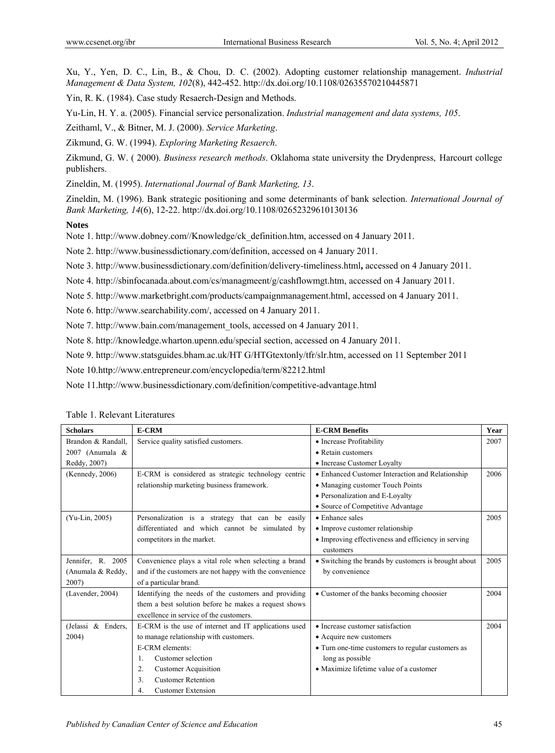Xu, Y., Yen, D. C., Lin, B., & Chou, D. C. (2002). Adopting customer relationship management. *Industrial Management & Data System, 102*(8), 442-452. http://dx.doi.org/10.1108/02635570210445871

Yin, R. K. (1984). Case study Resaerch-Design and Methods.

Yu-Lin, H. Y. a. (2005). Financial service personalization. *Industrial management and data systems, 105*.

Zeithaml, V., & Bitner, M. J. (2000). *Service Marketing*.

Zikmund, G. W. (1994). *Exploring Marketing Resaerch*.

Zikmund, G. W. ( 2000). *Business research methods*. Oklahoma state university the Drydenpress, Harcourt college publishers.

Zineldin, M. (1995). *International Journal of Bank Marketing, 13*.

Zineldin, M. (1996). Bank strategic positioning and some determinants of bank selection. *International Journal of Bank Marketing, 14*(6), 12-22. http://dx.doi.org/10.1108/02652329610130136

**Notes**

Note 1. http://www.dobney.com//Knowledge/ck_definition.htm, accessed on 4 January 2011.

Note 2. http://www.businessdictionary.com/definition, accessed on 4 January 2011.

Note 3. http://www.businessdictionary.com/definition/delivery-timeliness.html**,** accessed on 4 January 2011.

Note 4. http://sbinfocanada.about.com/cs/managmeent/g/cashflowmgt.htm, accessed on 4 January 2011.

Note 5. http://www.marketbright.com/products/campaignmanagement.html, accessed on 4 January 2011.

Note 6. http://www.searchability.com/, accessed on 4 January 2011.

Note 7. http://www.bain.com/management_tools, accessed on 4 January 2011.

Note 8. http://knowledge.wharton.upenn.edu/special section, accessed on 4 January 2011.

Note 9. http://www.statsguides.bham.ac.uk/HT G/HTGtextonly/tfr/slr.htm, accessed on 11 September 2011

Note 10.http://www.entrepreneur.com/encyclopedia/term/82212.html

Note 11.http://www.businessdictionary.com/definition/competitive-advantage.html

Table 1. Relevant Literatures

| Scholars | E-CRM | E-CRM Benefits | Year |
|---|---|---|---|
| Brandon & Randall, 2007 (Anumala & Reddy, 2007) | Service quality satisfied customers. | • Increase Profitability<br>• Retain customers<br>• Increase Customer Loyalty | 2007 |
| (Kennedy, 2006) | E-CRM is considered as strategic technology centric relationship marketing business framework. | • Enhanced Customer Interaction and Relationship<br>• Managing customer Touch Points<br>• Personalization and E-Loyalty<br>• Source of Competitive Advantage | 2006 |
| (Yu-Lin, 2005) | Personalization is a strategy that can be easily differentiated and which cannot be simulated by competitors in the market. | • Enhance sales<br>• Improve customer relationship<br>• Improving effectiveness and efficiency in serving customers | 2005 |
| Jennifer, R. 2005 (Anumala & Reddy, 2007) | Convenience plays a vital role when selecting a brand and if the customers are not happy with the convenience of a particular brand. | • Switching the brands by customers is brought about by convenience | 2005 |
| (Lavender, 2004) | Identifying the needs of the customers and providing them a best solution before he makes a request shows excellence in service of the customers. | • Customer of the banks becoming choosier | 2004 |
| (Jelassi & Enders, 2004) | E-CRM is the use of internet and IT applications used to manage relationship with customers.<br>E-CRM elements:<br>1. Customer selection<br>2. Customer Acquisition<br>3. Customer Retention<br>4. Customer Extension | • Increase customer satisfaction<br>• Acquire new customers<br>• Turn one-time customers to regular customers as long as possible<br>• Maximize lifetime value of a customer | 2004 |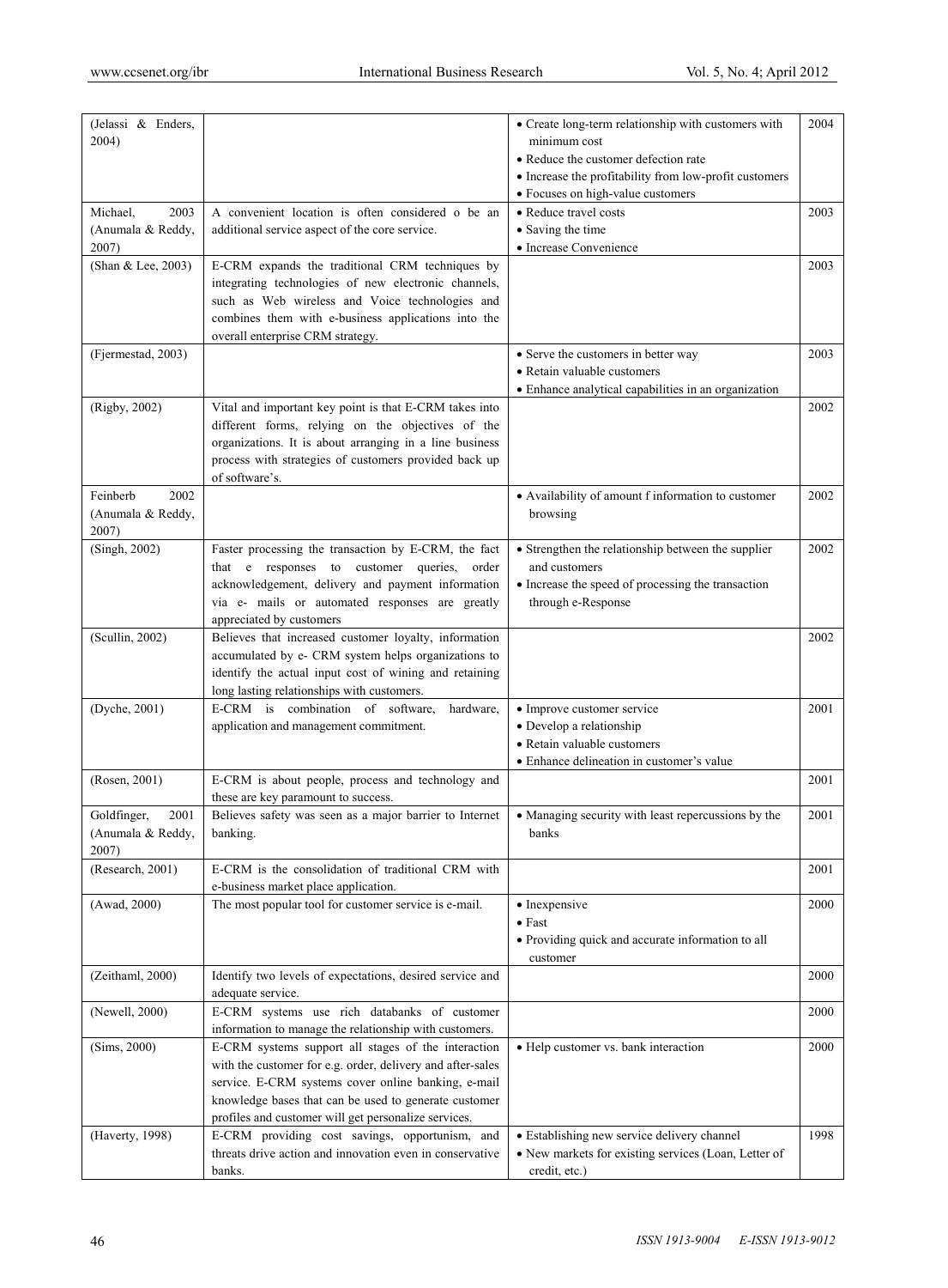| (Jelassi & Enders, 2004) | | • Create long-term relationship with customers with minimum cost<br>• Reduce the customer defection rate<br>• Increase the profitability from low-profit customers<br>• Focuses on high-value customers | 2004 |
|---|---|---|---|
| Michael, 2003 (Anumala & Reddy, 2007) | A convenient location is often considered o be an additional service aspect of the core service. | • Reduce travel costs<br>• Saving the time<br>• Increase Convenience | 2003 |
| (Shan & Lee, 2003) | E-CRM expands the traditional CRM techniques by integrating technologies of new electronic channels, such as Web wireless and Voice technologies and combines them with e-business applications into the overall enterprise CRM strategy. | | 2003 |
| (Fjermestad, 2003) | | • Serve the customers in better way<br>• Retain valuable customers<br>• Enhance analytical capabilities in an organization | 2003 |
| (Rigby, 2002) | Vital and important key point is that E-CRM takes into different forms, relying on the objectives of the organizations. It is about arranging in a line business process with strategies of customers provided back up of software's. | | 2002 |
| Feinberb 2002 (Anumala & Reddy, 2007) | | • Availability of amount f information to customer browsing | 2002 |
| (Singh, 2002) | Faster processing the transaction by E-CRM, the fact that e responses to customer queries, order acknowledgement, delivery and payment information via e- mails or automated responses are greatly appreciated by customers | • Strengthen the relationship between the supplier and customers<br>• Increase the speed of processing the transaction through e-Response | 2002 |
| (Scullin, 2002) | Believes that increased customer loyalty, information accumulated by e- CRM system helps organizations to identify the actual input cost of wining and retaining long lasting relationships with customers. | | 2002 |
| (Dyche, 2001) | E-CRM is combination of software, hardware, application and management commitment. | • Improve customer service<br>• Develop a relationship<br>• Retain valuable customers<br>• Enhance delineation in customer's value | 2001 |
| (Rosen, 2001) | E-CRM is about people, process and technology and these are key paramount to success. | | 2001 |
| Goldfinger, 2001 (Anumala & Reddy, 2007) | Believes safety was seen as a major barrier to Internet banking. | • Managing security with least repercussions by the banks | 2001 |
| (Research, 2001) | E-CRM is the consolidation of traditional CRM with e-business market place application. | | 2001 |
| (Awad, 2000) | The most popular tool for customer service is e-mail. | • Inexpensive<br>• Fast<br>• Providing quick and accurate information to all customer | 2000 |
| (Zeithaml, 2000) | Identify two levels of expectations, desired service and adequate service. | | 2000 |
| (Newell, 2000) | E-CRM systems use rich databanks of customer information to manage the relationship with customers. | | 2000 |
| (Sims, 2000) | E-CRM systems support all stages of the interaction with the customer for e.g. order, delivery and after-sales service. E-CRM systems cover online banking, e-mail knowledge bases that can be used to generate customer profiles and customer will get personalize services. | • Help customer vs. bank interaction | 2000 |
| (Haverty, 1998) | E-CRM providing cost savings, opportunism, and threats drive action and innovation even in conservative banks. | • Establishing new service delivery channel<br>• New markets for existing services (Loan, Letter of credit, etc.) | 1998 |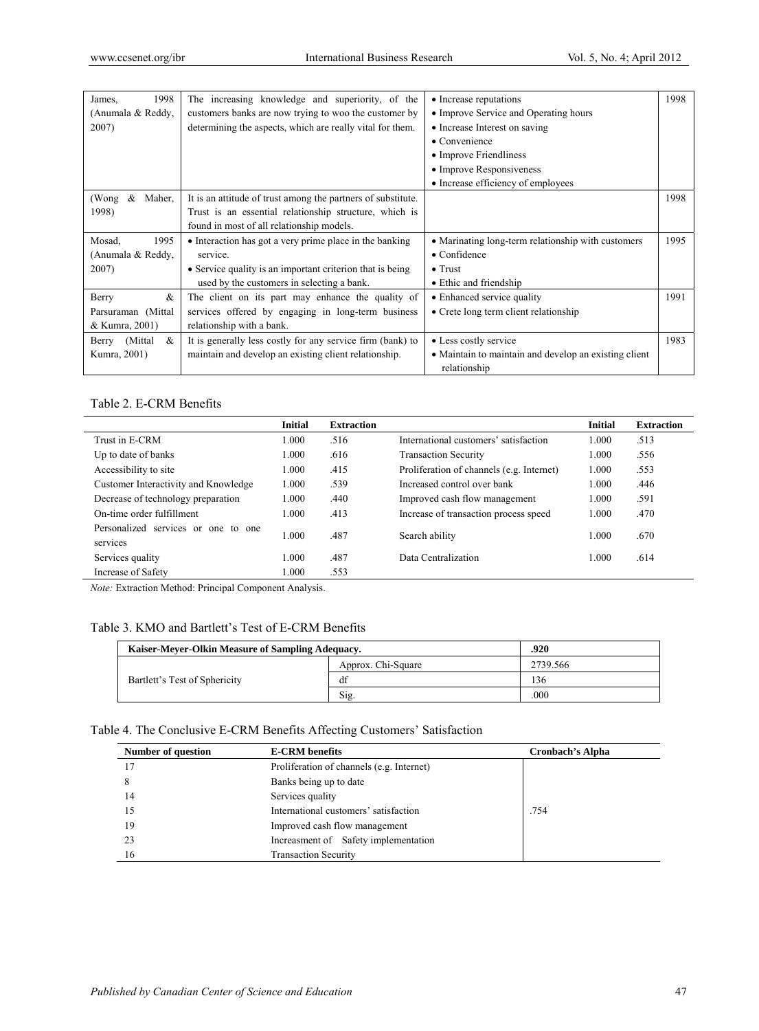| | | | |
|---|---|---|---|
| James, 1998 (Anumala & Reddy, 2007) | The increasing knowledge and superiority, of the customers banks are now trying to woo the customer by determining the aspects, which are really vital for them. | • Increase reputations<br>• Improve Service and Operating hours<br>• Increase Interest on saving<br>• Convenience<br>• Improve Friendliness<br>• Improve Responsiveness<br>• Increase efficiency of employees | 1998 |
| (Wong & Maher, 1998) | It is an attitude of trust among the partners of substitute. Trust is an essential relationship structure, which is found in most of all relationship models. | | 1998 |
| Mosad, 1995 (Anumala & Reddy, 2007) | • Interaction has got a very prime place in the banking service.<br>• Service quality is an important criterion that is being used by the customers in selecting a bank. | • Marinating long-term relationship with customers<br>• Confidence<br>• Trust<br>• Ethic and friendship | 1995 |
| Berry & Parsuraman (Mittal & Kumra, 2001) | The client on its part may enhance the quality of services offered by engaging in long-term business relationship with a bank. | • Enhanced service quality<br>• Crete long term client relationship | 1991 |
| Berry (Mittal & Kumra, 2001) | It is generally less costly for any service firm (bank) to maintain and develop an existing client relationship. | • Less costly service<br>• Maintain to maintain and develop an existing client relationship | 1983 |

Table 2. E-CRM Benefits

| | Initial | Extraction | | Initial | Extraction |
|---|---|---|---|---|---|
| Trust in E-CRM | 1.000 | .516 | International customers' satisfaction | 1.000 | .513 |
| Up to date of banks | 1.000 | .616 | Transaction Security | 1.000 | .556 |
| Accessibility to site | 1.000 | .415 | Proliferation of channels (e.g. Internet) | 1.000 | .553 |
| Customer Interactivity and Knowledge | 1.000 | .539 | Increased control over bank | 1.000 | .446 |
| Decrease of technology preparation | 1.000 | .440 | Improved cash flow management | 1.000 | .591 |
| On-time order fulfillment | 1.000 | .413 | Increase of transaction process speed | 1.000 | .470 |
| Personalized services or one to one services | 1.000 | .487 | Search ability | 1.000 | .670 |
| Services quality | 1.000 | .487 | Data Centralization | 1.000 | .614 |
| Increase of Safety | 1.000 | .553 | | | |

*Note:* Extraction Method: Principal Component Analysis.

Table 3. KMO and Bartlett's Test of E-CRM Benefits

| Kaiser-Meyer-Olkin Measure of Sampling Adequacy. | | .920 |
|---|---|---|
| Bartlett's Test of Sphericity | Approx. Chi-Square | 2739.566 |
| | df | 136 |
| | Sig. | .000 |

Table 4. The Conclusive E-CRM Benefits Affecting Customers' Satisfaction

| Number of question | E-CRM benefits | Cronbach's Alpha |
|---|---|---|
| 17 | Proliferation of channels (e.g. Internet) | |
| 8 | Banks being up to date | |
| 14 | Services quality | |
| 15 | International customers' satisfaction | .754 |
| 19 | Improved cash flow management | |
| 23 | Increasment of Safety implementation | |
| 16 | Transaction Security | |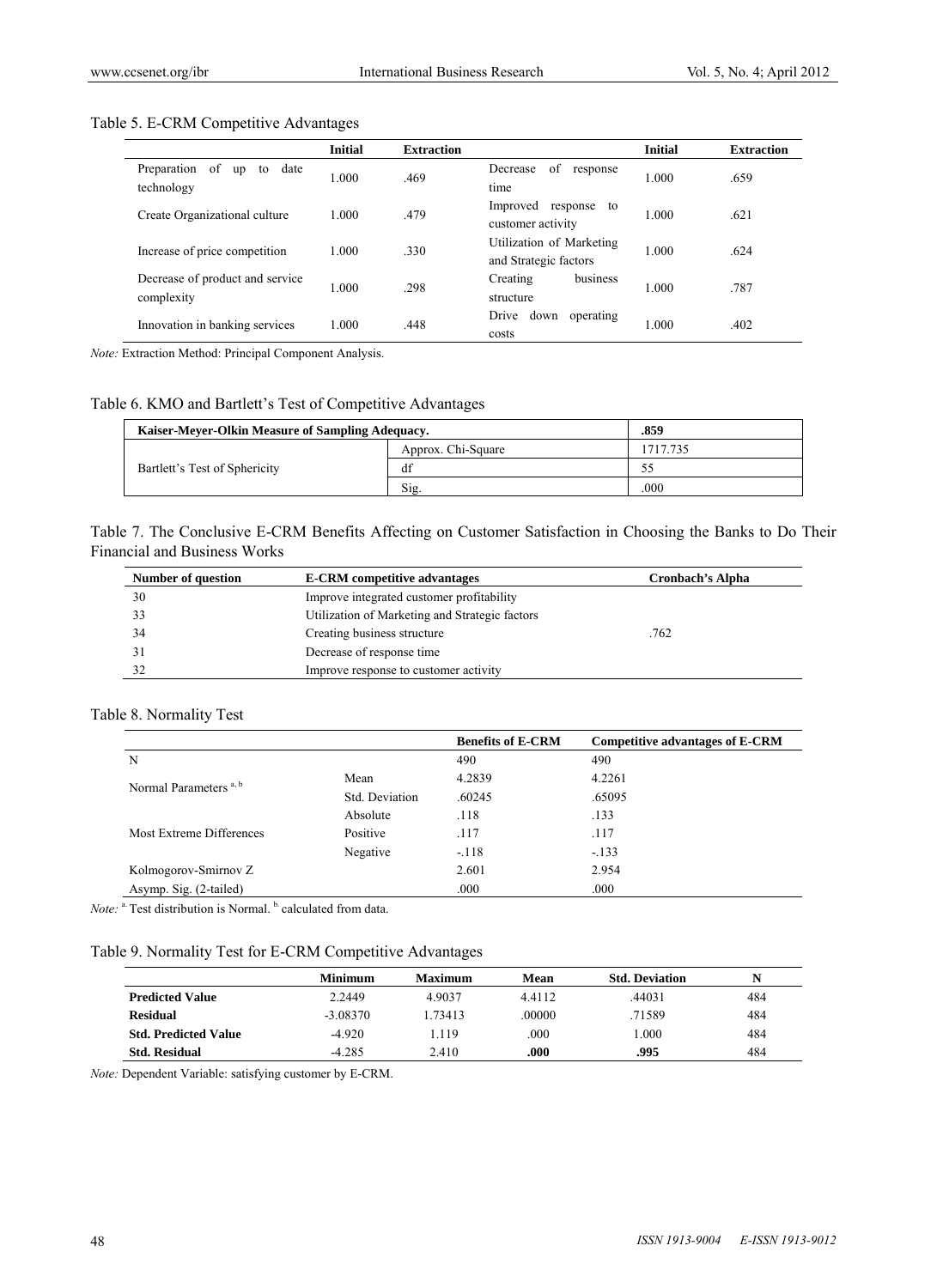Table 5. E-CRM Competitive Advantages

| | Initial | Extraction | | Initial | Extraction |
|---|---|---|---|---|---|
| Preparation of up to date technology | 1.000 | .469 | Decrease of response time | 1.000 | .659 |
| Create Organizational culture | 1.000 | .479 | Improved response to customer activity | 1.000 | .621 |
| Increase of price competition | 1.000 | .330 | Utilization of Marketing and Strategic factors | 1.000 | .624 |
| Decrease of product and service complexity | 1.000 | .298 | Creating business structure | 1.000 | .787 |
| Innovation in banking services | 1.000 | .448 | Drive down operating costs | 1.000 | .402 |

*Note:* Extraction Method: Principal Component Analysis.

Table 6. KMO and Bartlett's Test of Competitive Advantages

| Kaiser-Meyer-Olkin Measure of Sampling Adequacy. | | .859 |
|---|---|---|
| Bartlett's Test of Sphericity | Approx. Chi-Square | 1717.735 |
| | df | 55 |
| | Sig. | .000 |

Table 7. The Conclusive E-CRM Benefits Affecting on Customer Satisfaction in Choosing the Banks to Do Their Financial and Business Works

| Number of question | E-CRM competitive advantages | Cronbach's Alpha |
|---|---|---|
| 30 | Improve integrated customer profitability | |
| 33 | Utilization of Marketing and Strategic factors | |
| 34 | Creating business structure | .762 |
| 31 | Decrease of response time | |
| 32 | Improve response to customer activity | |

Table 8. Normality Test

| | | Benefits of E-CRM | Competitive advantages of E-CRM |
|---|---|---|---|
| N | | 490 | 490 |
| Normal Parameters [a, b] | Mean | 4.2839 | 4.2261 |
| | Std. Deviation | .60245 | .65095 |
| Most Extreme Differences | Absolute | .118 | .133 |
| | Positive | .117 | .117 |
| | Negative | -.118 | -.133 |
| Kolmogorov-Smirnov Z | | 2.601 | 2.954 |
| Asymp. Sig. (2-tailed) | | .000 | .000 |

*Note:* [a] Test distribution is Normal. [b] calculated from data.

Table 9. Normality Test for E-CRM Competitive Advantages

| | Minimum | Maximum | Mean | Std. Deviation | N |
|---|---|---|---|---|---|
| **Predicted Value** | 2.2449 | 4.9037 | 4.4112 | .44031 | 484 |
| **Residual** | -3.08370 | 1.73413 | .00000 | .71589 | 484 |
| **Std. Predicted Value** | -4.920 | 1.119 | .000 | 1.000 | 484 |
| **Std. Residual** | -4.285 | 2.410 | **.000** | **.995** | 484 |

*Note:* Dependent Variable: satisfying customer by E-CRM.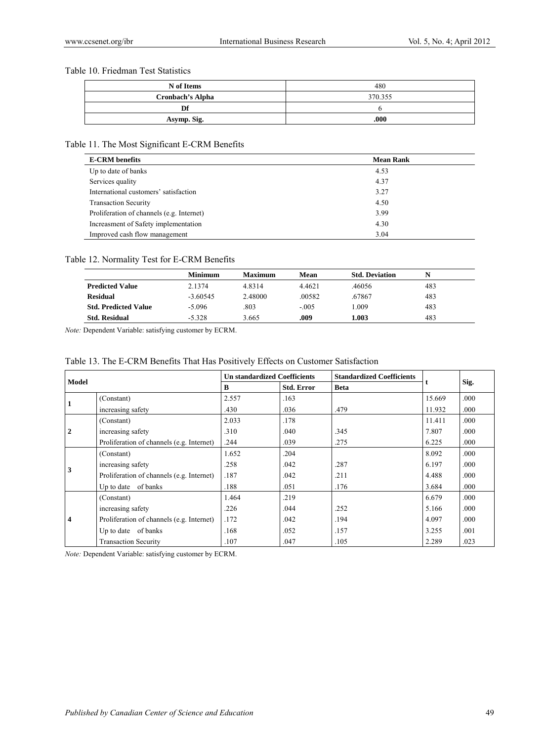Table 10. Friedman Test Statistics

| N of Items | 480 |
|---|---|
| Cronbach's Alpha | 370.355 |
| Df | 6 |
| Asymp. Sig. | **.000** |

Table 11. The Most Significant E-CRM Benefits

| E-CRM benefits | Mean Rank |
|---|---|
| Up to date of banks | 4.53 |
| Services quality | 4.37 |
| International customers' satisfaction | 3.27 |
| Transaction Security | 4.50 |
| Proliferation of channels (e.g. Internet) | 3.99 |
| Increasment of Safety implementation | 4.30 |
| Improved cash flow management | 3.04 |

Table 12. Normality Test for E-CRM Benefits

| | Minimum | Maximum | Mean | Std. Deviation | N |
|---|---|---|---|---|---|
| **Predicted Value** | 2.1374 | 4.8314 | 4.4621 | .46056 | 483 |
| **Residual** | -3.60545 | 2.48000 | .00582 | .67867 | 483 |
| **Std. Predicted Value** | -5.096 | .803 | -.005 | 1.009 | 483 |
| **Std. Residual** | -5.328 | 3.665 | **.009** | **1.003** | 483 |

*Note:* Dependent Variable: satisfying customer by ECRM.

Table 13. The E-CRM Benefits That Has Positively Effects on Customer Satisfaction

| Model | | Un standardized Coefficients | | Standardized Coefficients | t | Sig. |
|---|---|---|---|---|---|---|
| | | B | Std. Error | Beta | | |
| 1 | (Constant) | 2.557 | .163 | | 15.669 | .000 |
| | increasing safety | .430 | .036 | .479 | 11.932 | .000 |
| 2 | (Constant) | 2.033 | .178 | | 11.411 | .000 |
| | increasing safety | .310 | .040 | .345 | 7.807 | .000 |
| | Proliferation of channels (e.g. Internet) | .244 | .039 | .275 | 6.225 | .000 |
| 3 | (Constant) | 1.652 | .204 | | 8.092 | .000 |
| | increasing safety | .258 | .042 | .287 | 6.197 | .000 |
| | Proliferation of channels (e.g. Internet) | .187 | .042 | .211 | 4.488 | .000 |
| | Up to date of banks | .188 | .051 | .176 | 3.684 | .000 |
| 4 | (Constant) | 1.464 | .219 | | 6.679 | .000 |
| | increasing safety | .226 | .044 | .252 | 5.166 | .000 |
| | Proliferation of channels (e.g. Internet) | .172 | .042 | .194 | 4.097 | .000 |
| | Up to date of banks | .168 | .052 | .157 | 3.255 | .001 |
| | Transaction Security | .107 | .047 | .105 | 2.289 | .023 |

*Note:* Dependent Variable: satisfying customer by ECRM.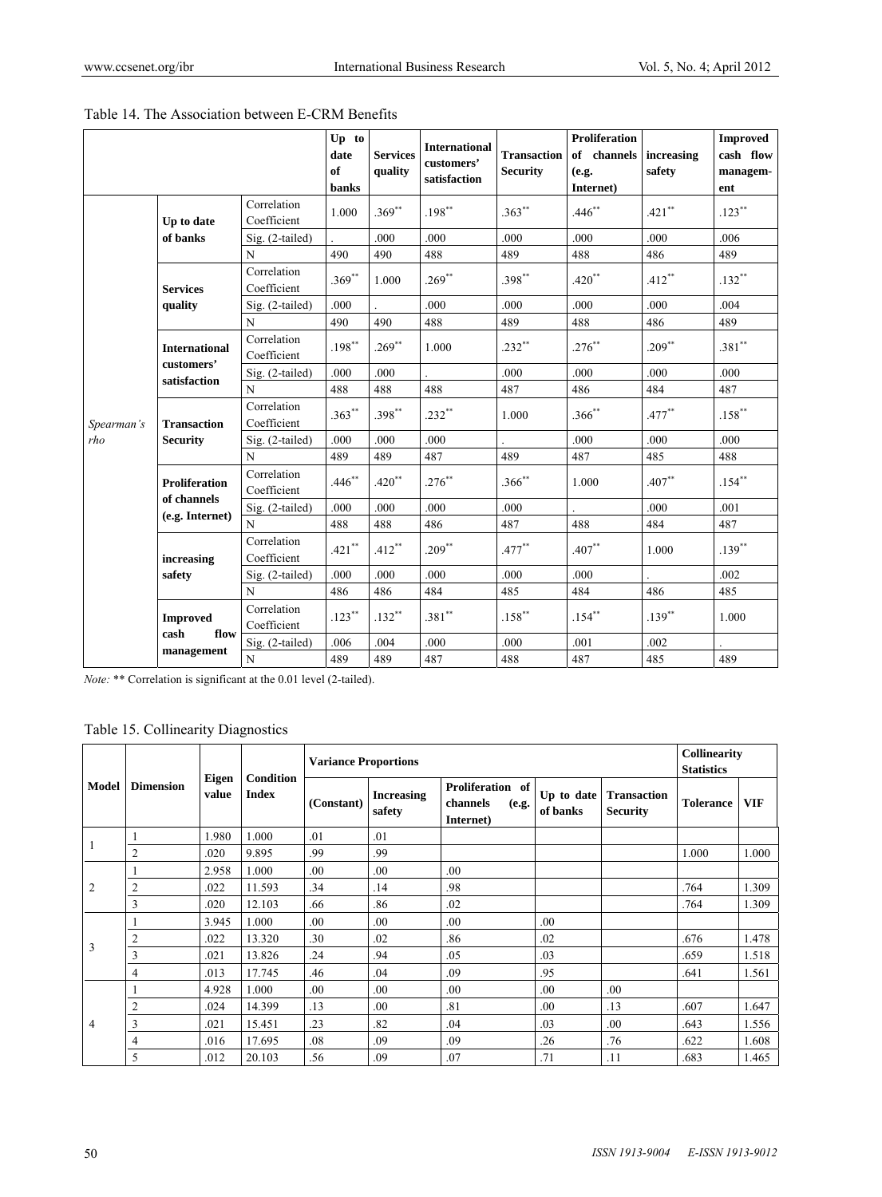Table 14. The Association between E-CRM Benefits

| | | | Up to date of banks | Services quality | International customers' satisfaction | Transaction Security | Proliferation of channels (e.g. Internet) | increasing safety | Improved cash flow management |
|---|---|---|---|---|---|---|---|---|---|
| Spearman's rho | Up to date of banks | Correlation Coefficient | 1.000 | .369** | .198** | .363** | .446** | .421** | .123** |
| | | Sig. (2-tailed) | . | .000 | .000 | .000 | .000 | .000 | .006 |
| | | N | 490 | 490 | 488 | 489 | 488 | 486 | 489 |
| | Services quality | Correlation Coefficient | .369** | 1.000 | .269** | .398** | .420** | .412** | .132** |
| | | Sig. (2-tailed) | .000 | . | .000 | .000 | .000 | .000 | .004 |
| | | N | 490 | 490 | 488 | 489 | 488 | 486 | 489 |
| | International customers' satisfaction | Correlation Coefficient | .198** | .269** | 1.000 | .232** | .276** | .209** | .381** |
| | | Sig. (2-tailed) | .000 | .000 | . | .000 | .000 | .000 | .000 |
| | | N | 488 | 488 | 488 | 487 | 486 | 484 | 487 |
| | Transaction Security | Correlation Coefficient | .363** | .398** | .232** | 1.000 | .366** | .477** | .158** |
| | | Sig. (2-tailed) | .000 | .000 | .000 | . | .000 | .000 | .000 |
| | | N | 489 | 489 | 487 | 489 | 487 | 485 | 488 |
| | Proliferation of channels (e.g. Internet) | Correlation Coefficient | .446** | .420** | .276** | .366** | 1.000 | .407** | .154** |
| | | Sig. (2-tailed) | .000 | .000 | .000 | .000 | . | .000 | .001 |
| | | N | 488 | 488 | 486 | 487 | 488 | 484 | 487 |
| | increasing safety | Correlation Coefficient | .421** | .412** | .209** | .477** | .407** | 1.000 | .139** |
| | | Sig. (2-tailed) | .000 | .000 | .000 | .000 | .000 | . | .002 |
| | | N | 486 | 486 | 484 | 485 | 484 | 486 | 485 |
| | Improved cash flow management | Correlation Coefficient | .123** | .132** | .381** | .158** | .154** | .139** | 1.000 |
| | | Sig. (2-tailed) | .006 | .004 | .000 | .000 | .001 | .002 | . |
| | | N | 489 | 489 | 487 | 488 | 487 | 485 | 489 |

*Note:* ** Correlation is significant at the 0.01 level (2-tailed).

Table 15. Collinearity Diagnostics

| Model | Dimension | Eigen value | Condition Index | Variance Proportions | | | | | Collinearity Statistics | |
|---|---|---|---|---|---|---|---|---|---|---|
| | | | | (Constant) | Increasing safety | Proliferation of channels (e.g. Internet) | Up to date of banks | Transaction Security | Tolerance | VIF |
| 1 | 1 | 1.980 | 1.000 | .01 | .01 | | | | | |
| | 2 | .020 | 9.895 | .99 | .99 | | | | 1.000 | 1.000 |
| 2 | 1 | 2.958 | 1.000 | .00 | .00 | .00 | | | | |
| | 2 | .022 | 11.593 | .34 | .14 | .98 | | | .764 | 1.309 |
| | 3 | .020 | 12.103 | .66 | .86 | .02 | | | .764 | 1.309 |
| 3 | 1 | 3.945 | 1.000 | .00 | .00 | .00 | .00 | | | |
| | 2 | .022 | 13.320 | .30 | .02 | .86 | .02 | | .676 | 1.478 |
| | 3 | .021 | 13.826 | .24 | .94 | .05 | .03 | | .659 | 1.518 |
| | 4 | .013 | 17.745 | .46 | .04 | .09 | .95 | | .641 | 1.561 |
| 4 | 1 | 4.928 | 1.000 | .00 | .00 | .00 | .00 | .00 | | |
| | 2 | .024 | 14.399 | .13 | .00 | .81 | .00 | .13 | .607 | 1.647 |
| | 3 | .021 | 15.451 | .23 | .82 | .04 | .03 | .00 | .643 | 1.556 |
| | 4 | .016 | 17.695 | .08 | .09 | .09 | .26 | .76 | .622 | 1.608 |
| | 5 | .012 | 20.103 | .56 | .09 | .07 | .71 | .11 | .683 | 1.465 |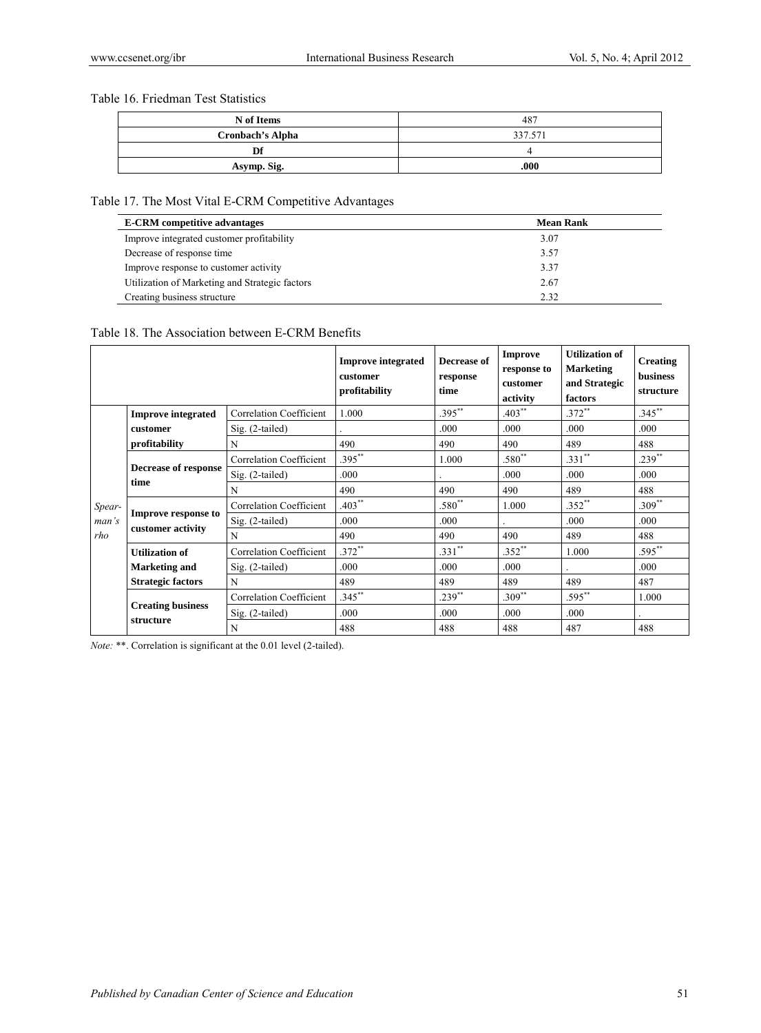Table 16. Friedman Test Statistics

| N of Items | 487 |
|---|---|
| Cronbach's Alpha | 337.571 |
| Df | 4 |
| Asymp. Sig. | .000 |

Table 17. The Most Vital E-CRM Competitive Advantages

| E-CRM competitive advantages | Mean Rank |
|---|---|
| Improve integrated customer profitability | 3.07 |
| Decrease of response time | 3.57 |
| Improve response to customer activity | 3.37 |
| Utilization of Marketing and Strategic factors | 2.67 |
| Creating business structure | 2.32 |

Table 18. The Association between E-CRM Benefits

| | | | Improve integrated customer profitability | Decrease of response time | Improve response to customer activity | Utilization of Marketing and Strategic factors | Creating business structure |
|---|---|---|---|---|---|---|---|
| *Spearman's rho* | **Improve integrated customer profitability** | Correlation Coefficient | 1.000 | .395** | .403** | .372** | .345** |
| | | Sig. (2-tailed) | . | .000 | .000 | .000 | .000 |
| | | N | 490 | 490 | 490 | 489 | 488 |
| | **Decrease of response time** | Correlation Coefficient | .395** | 1.000 | .580** | .331** | .239** |
| | | Sig. (2-tailed) | .000 | . | .000 | .000 | .000 |
| | | N | 490 | 490 | 490 | 489 | 488 |
| | **Improve response to customer activity** | Correlation Coefficient | .403** | .580** | 1.000 | .352** | .309** |
| | | Sig. (2-tailed) | .000 | .000 | . | .000 | .000 |
| | | N | 490 | 490 | 490 | 489 | 488 |
| | **Utilization of Marketing and Strategic factors** | Correlation Coefficient | .372** | .331** | .352** | 1.000 | .595** |
| | | Sig. (2-tailed) | .000 | .000 | .000 | . | .000 |
| | | N | 489 | 489 | 489 | 489 | 487 |
| | **Creating business structure** | Correlation Coefficient | .345** | .239** | .309** | .595** | 1.000 |
| | | Sig. (2-tailed) | .000 | .000 | .000 | .000 | . |
| | | N | 488 | 488 | 488 | 487 | 488 |

*Note:* **. Correlation is significant at the 0.01 level (2-tailed).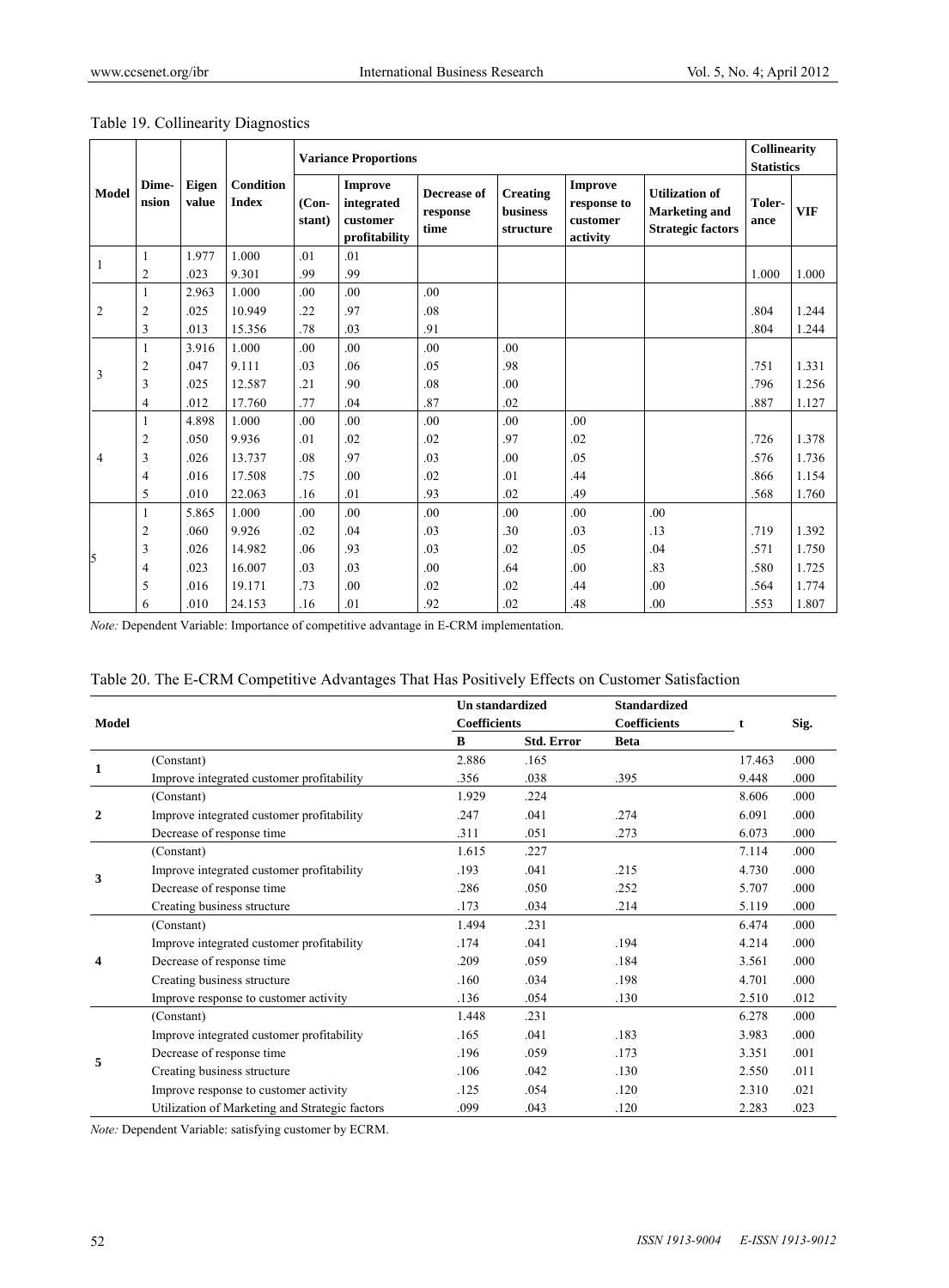Table 19. Collinearity Diagnostics

| Model | Dimension | Eigen value | Condition Index | Variance Proportions | | | | | | Collinearity Statistics | |
|---|---|---|---|---|---|---|---|---|---|---|---|
| | | | | (Constant) | Improve integrated customer profitability | Decrease of response time | Creating business structure | Improve response to customer activity | Utilization of Marketing and Strategic factors | Tolerance | VIF |
| 1 | 1 | 1.977 | 1.000 | .01 | .01 | | | | | | |
| | 2 | .023 | 9.301 | .99 | .99 | | | | | 1.000 | 1.000 |
| 2 | 1 | 2.963 | 1.000 | .00 | .00 | .00 | | | | | |
| | 2 | .025 | 10.949 | .22 | .97 | .08 | | | | .804 | 1.244 |
| | 3 | .013 | 15.356 | .78 | .03 | .91 | | | | .804 | 1.244 |
| 3 | 1 | 3.916 | 1.000 | .00 | .00 | .00 | .00 | | | | |
| | 2 | .047 | 9.111 | .03 | .06 | .05 | .98 | | | .751 | 1.331 |
| | 3 | .025 | 12.587 | .21 | .90 | .08 | .00 | | | .796 | 1.256 |
| | 4 | .012 | 17.760 | .77 | .04 | .87 | .02 | | | .887 | 1.127 |
| 4 | 1 | 4.898 | 1.000 | .00 | .00 | .00 | .00 | .00 | | | |
| | 2 | .050 | 9.936 | .01 | .02 | .02 | .97 | .02 | | .726 | 1.378 |
| | 3 | .026 | 13.737 | .08 | .97 | .03 | .00 | .05 | | .576 | 1.736 |
| | 4 | .016 | 17.508 | .75 | .00 | .02 | .01 | .44 | | .866 | 1.154 |
| | 5 | .010 | 22.063 | .16 | .01 | .93 | .02 | .49 | | .568 | 1.760 |
| 5 | 1 | 5.865 | 1.000 | .00 | .00 | .00 | .00 | .00 | .00 | | |
| | 2 | .060 | 9.926 | .02 | .04 | .03 | .30 | .03 | .13 | .719 | 1.392 |
| | 3 | .026 | 14.982 | .06 | .93 | .03 | .02 | .05 | .04 | .571 | 1.750 |
| | 4 | .023 | 16.007 | .03 | .03 | .00 | .64 | .00 | .83 | .580 | 1.725 |
| | 5 | .016 | 19.171 | .73 | .00 | .02 | .02 | .44 | .00 | .564 | 1.774 |
| | 6 | .010 | 24.153 | .16 | .01 | .92 | .02 | .48 | .00 | .553 | 1.807 |

*Note:* Dependent Variable: Importance of competitive advantage in E-CRM implementation.

Table 20. The E-CRM Competitive Advantages That Has Positively Effects on Customer Satisfaction

| Model | | Un standardized Coefficients | | Standardized Coefficients | t | Sig. |
|---|---|---|---|---|---|---|
| | | B | Std. Error | Beta | | |
| 1 | (Constant) | 2.886 | .165 | | 17.463 | .000 |
| | Improve integrated customer profitability | .356 | .038 | .395 | 9.448 | .000 |
| 2 | (Constant) | 1.929 | .224 | | 8.606 | .000 |
| | Improve integrated customer profitability | .247 | .041 | .274 | 6.091 | .000 |
| | Decrease of response time | .311 | .051 | .273 | 6.073 | .000 |
| 3 | (Constant) | 1.615 | .227 | | 7.114 | .000 |
| | Improve integrated customer profitability | .193 | .041 | .215 | 4.730 | .000 |
| | Decrease of response time | .286 | .050 | .252 | 5.707 | .000 |
| | Creating business structure | .173 | .034 | .214 | 5.119 | .000 |
| 4 | (Constant) | 1.494 | .231 | | 6.474 | .000 |
| | Improve integrated customer profitability | .174 | .041 | .194 | 4.214 | .000 |
| | Decrease of response time | .209 | .059 | .184 | 3.561 | .000 |
| | Creating business structure | .160 | .034 | .198 | 4.701 | .000 |
| | Improve response to customer activity | .136 | .054 | .130 | 2.510 | .012 |
| 5 | (Constant) | 1.448 | .231 | | 6.278 | .000 |
| | Improve integrated customer profitability | .165 | .041 | .183 | 3.983 | .000 |
| | Decrease of response time | .196 | .059 | .173 | 3.351 | .001 |
| | Creating business structure | .106 | .042 | .130 | 2.550 | .011 |
| | Improve response to customer activity | .125 | .054 | .120 | 2.310 | .021 |
| | Utilization of Marketing and Strategic factors | .099 | .043 | .120 | 2.283 | .023 |

*Note:* Dependent Variable: satisfying customer by ECRM.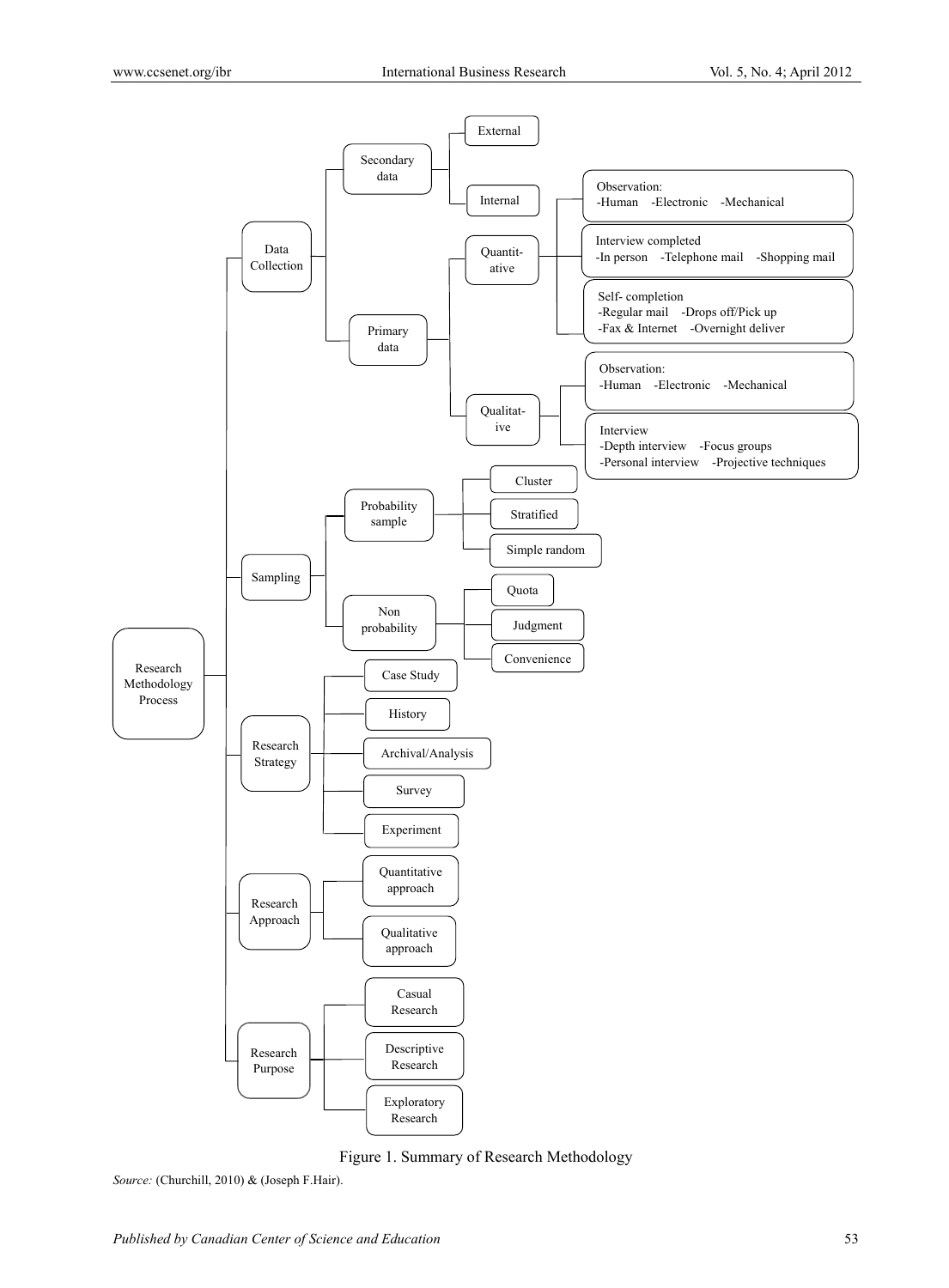- Research Methodology Process
  - Data Collection
    - Secondary data
      - External
      - Internal
    - Primary data
      - Quantitative
        - Observation: -Human -Electronic -Mechanical
        - Interview completed -In person -Telephone mail -Shopping mail
        - Self- completion -Regular mail -Drops off/Pick up -Fax & Internet -Overnight deliver
      - Qualitative
        - Observation: -Human -Electronic -Mechanical
        - Interview -Depth interview -Focus groups -Personal interview -Projective techniques
  - Sampling
    - Probability sample
      - Cluster
      - Stratified
      - Simple random
    - Non probability
      - Quota
      - Judgment
      - Convenience
  - Research Strategy
    - Case Study
    - History
    - Archival/Analysis
    - Survey
    - Experiment
  - Research Approach
    - Quantitative approach
    - Qualitative approach
  - Research Purpose
    - Casual Research
    - Descriptive Research
    - Exploratory Research

Figure 1. Summary of Research Methodology

*Source:* (Churchill, 2010) & (Joseph F.Hair).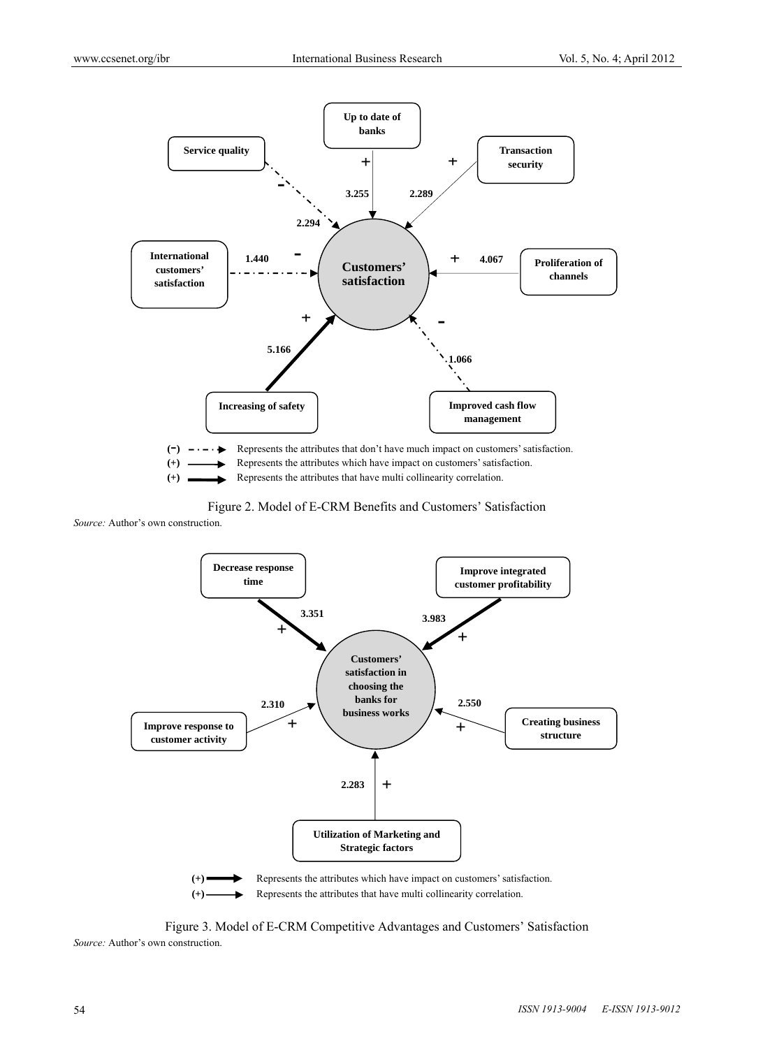Service quality

Up to date of banks

Transaction security

International customers' satisfaction

Customers' satisfaction

Proliferation of channels

Increasing of safety

Improved cash flow management

- 2.294

+ 3.255

+ 2.289

- 1.440

+ 4.067

+ 5.166

- 1.066

(-) Represents the attributes that don't have much impact on customers' satisfaction.

(+) Represents the attributes which have impact on customers' satisfaction.

(+) Represents the attributes that have multi collinearity correlation.

Figure 2. Model of E-CRM Benefits and Customers' Satisfaction

*Source:* Author's own construction.

Decrease response time

Improve integrated customer profitability

Customers' satisfaction in choosing the banks for business works

Improve response to customer activity

Creating business structure

Utilization of Marketing and Strategic factors

+ 3.351

+ 3.983

+ 2.310

+ 2.550

+ 2.283

(+) Represents the attributes which have impact on customers' satisfaction.

(+) Represents the attributes that have multi collinearity correlation.

Figure 3. Model of E-CRM Competitive Advantages and Customers' Satisfaction

*Source:* Author's own construction.